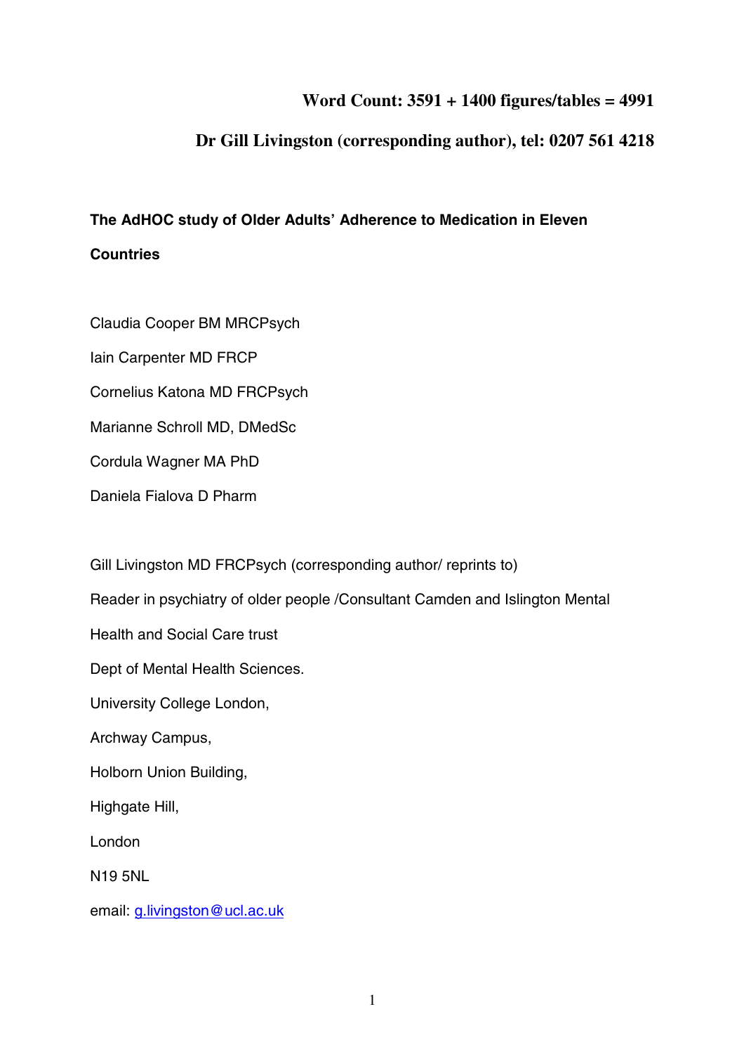**Word Count: 3591 + 1400 figures/tables = 4991**

**Dr Gill Livingston (corresponding author), tel: 0207 561 4218**

# The AdHOC study of Older Adults' Adherence to Medication in Eleven Countries

Claudia Cooper BM MRCPsych

Iain Carpenter MD FRCP

Cornelius Katona MD FRCPsych

Marianne Schroll MD, DMedSc

Cordula Wagner MA PhD

Daniela Fialova D Pharm

Gill Livingston MD FRCPsych (corresponding author/ reprints to)

Reader in psychiatry of older people /Consultant Camden and Islington Mental Health and Social Care trust

Dept of Mental Health Sciences.

University College London,

Archway Campus,

Holborn Union Building,

Highgate Hill,

London

N19 5NL

email: g.livingston@ucl.ac.uk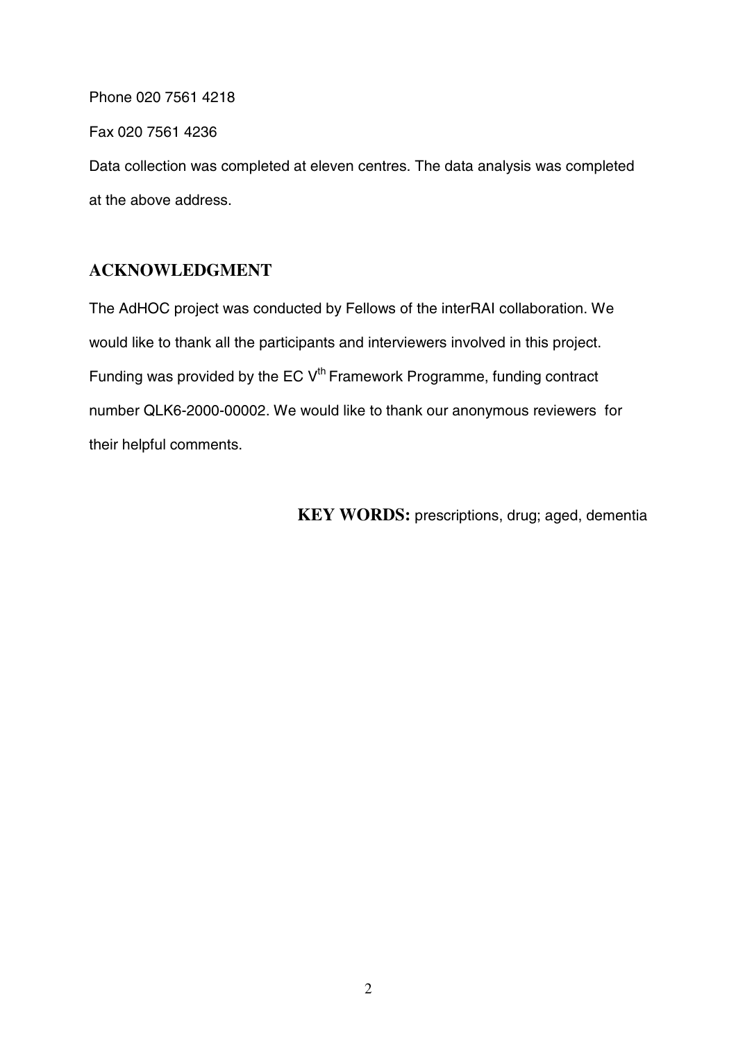Phone 020 7561 4218

Fax 020 7561 4236

Data collection was completed at eleven centres. The data analysis was completed at the above address.

## ACKNOWLEDGMENT

The AdHOC project was conducted by Fellows of the interRAI collaboration. We would like to thank all the participants and interviewers involved in this project. Funding was provided by the EC V$^{th}$ Framework Programme, funding contract number QLK6-2000-00002. We would like to thank our anonymous reviewers for their helpful comments.

**KEY WORDS:** prescriptions, drug; aged, dementia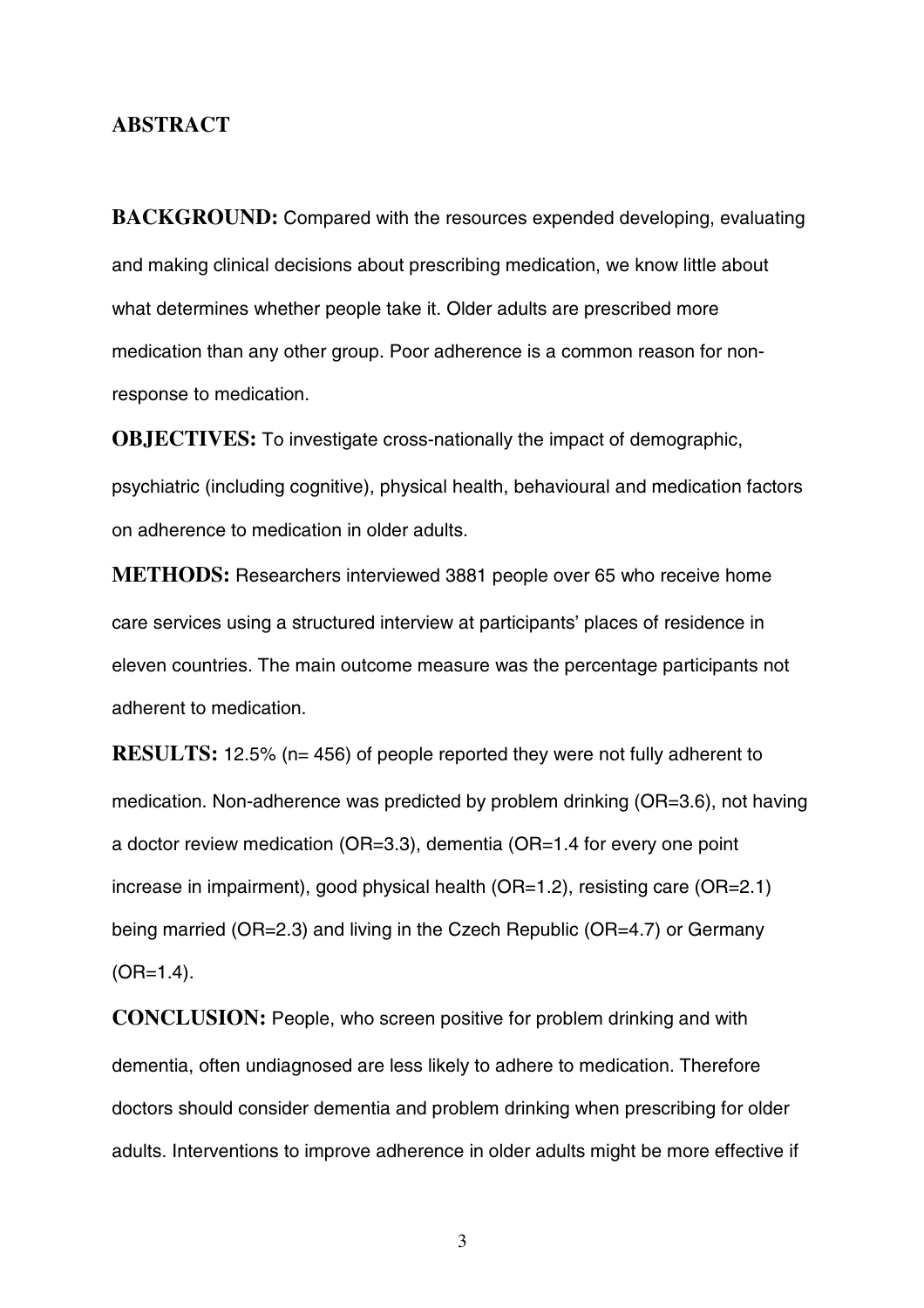## ABSTRACT

**BACKGROUND:** Compared with the resources expended developing, evaluating and making clinical decisions about prescribing medication, we know little about what determines whether people take it. Older adults are prescribed more medication than any other group. Poor adherence is a common reason for non-response to medication.

**OBJECTIVES:** To investigate cross-nationally the impact of demographic, psychiatric (including cognitive), physical health, behavioural and medication factors on adherence to medication in older adults.

**METHODS:** Researchers interviewed 3881 people over 65 who receive home care services using a structured interview at participants' places of residence in eleven countries. The main outcome measure was the percentage participants not adherent to medication.

**RESULTS:** 12.5% (n= 456) of people reported they were not fully adherent to medication. Non-adherence was predicted by problem drinking (OR=3.6), not having a doctor review medication (OR=3.3), dementia (OR=1.4 for every one point increase in impairment), good physical health (OR=1.2), resisting care (OR=2.1) being married (OR=2.3) and living in the Czech Republic (OR=4.7) or Germany (OR=1.4).

**CONCLUSION:** People, who screen positive for problem drinking and with dementia, often undiagnosed are less likely to adhere to medication. Therefore doctors should consider dementia and problem drinking when prescribing for older adults. Interventions to improve adherence in older adults might be more effective if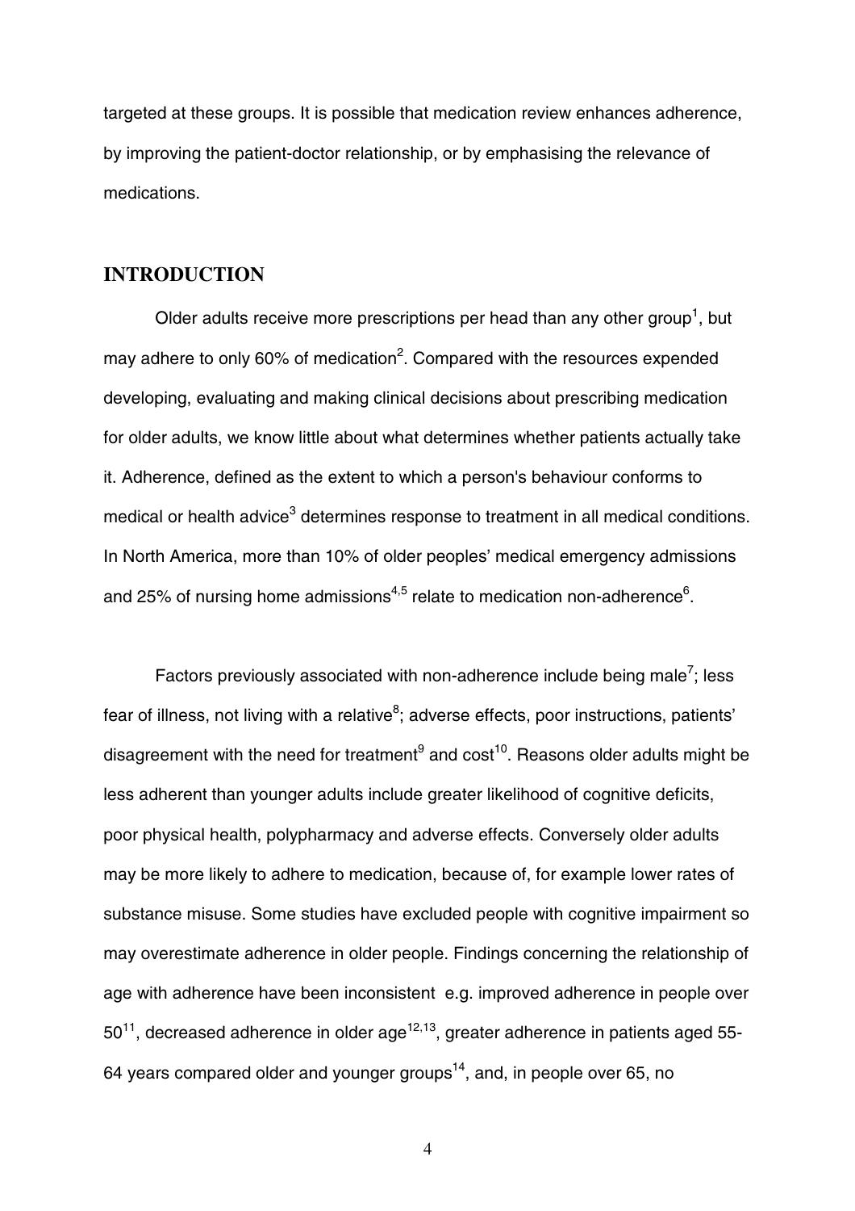targeted at these groups. It is possible that medication review enhances adherence, by improving the patient-doctor relationship, or by emphasising the relevance of medications.

## INTRODUCTION

Older adults receive more prescriptions per head than any other group[1], but may adhere to only 60% of medication[2]. Compared with the resources expended developing, evaluating and making clinical decisions about prescribing medication for older adults, we know little about what determines whether patients actually take it. Adherence, defined as the extent to which a person's behaviour conforms to medical or health advice[3] determines response to treatment in all medical conditions. In North America, more than 10% of older peoples' medical emergency admissions and 25% of nursing home admissions[4,5] relate to medication non-adherence[6].

Factors previously associated with non-adherence include being male[7]; less fear of illness, not living with a relative[8]; adverse effects, poor instructions, patients' disagreement with the need for treatment[9] and cost[10]. Reasons older adults might be less adherent than younger adults include greater likelihood of cognitive deficits, poor physical health, polypharmacy and adverse effects. Conversely older adults may be more likely to adhere to medication, because of, for example lower rates of substance misuse. Some studies have excluded people with cognitive impairment so may overestimate adherence in older people. Findings concerning the relationship of age with adherence have been inconsistent e.g. improved adherence in people over 50[11], decreased adherence in older age[12,13], greater adherence in patients aged 55-64 years compared older and younger groups[14], and, in people over 65, no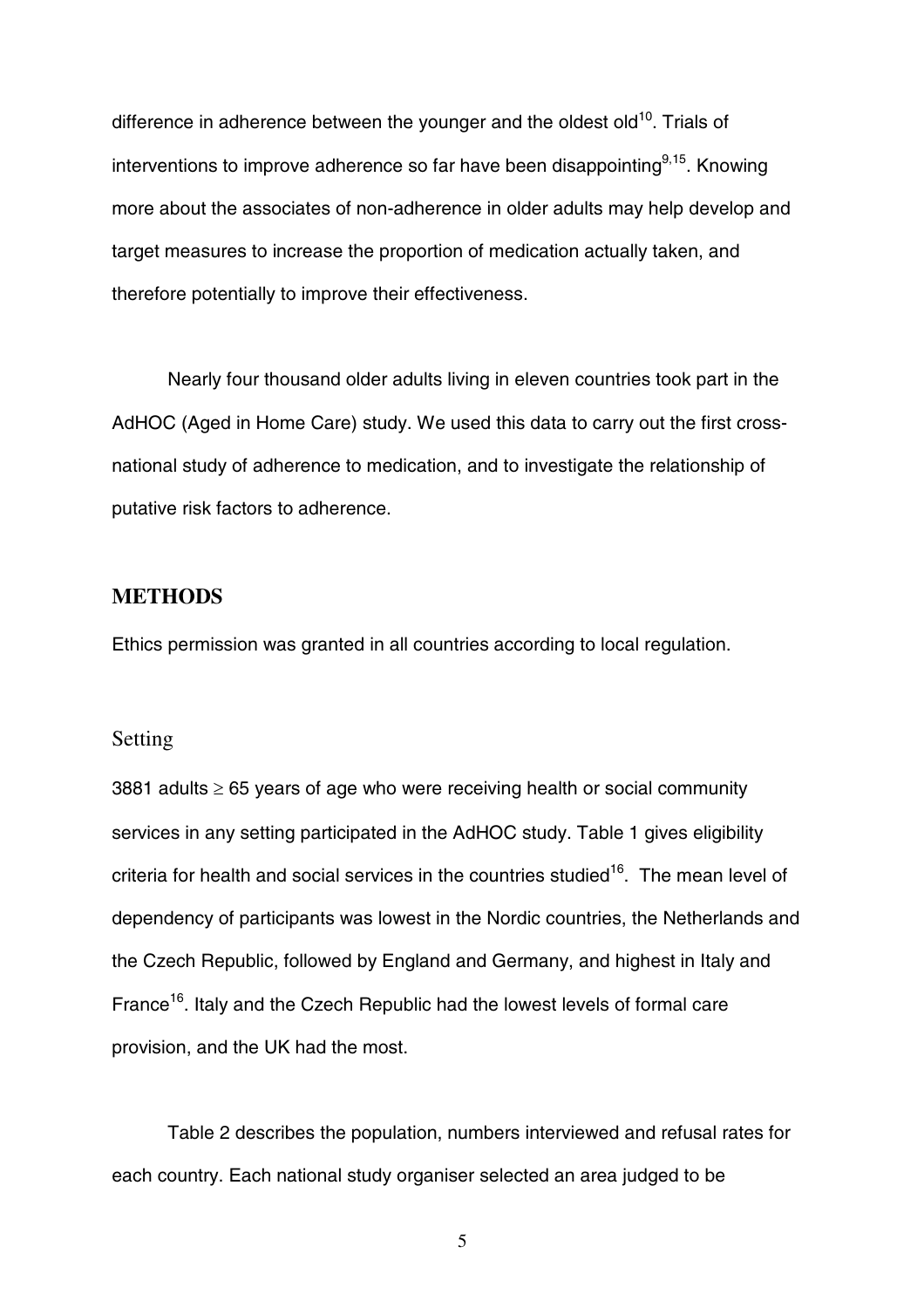difference in adherence between the younger and the oldest old[10]. Trials of interventions to improve adherence so far have been disappointing[9,15]. Knowing more about the associates of non-adherence in older adults may help develop and target measures to increase the proportion of medication actually taken, and therefore potentially to improve their effectiveness.

Nearly four thousand older adults living in eleven countries took part in the AdHOC (Aged in Home Care) study. We used this data to carry out the first cross-national study of adherence to medication, and to investigate the relationship of putative risk factors to adherence.

## METHODS

Ethics permission was granted in all countries according to local regulation.

### Setting

3881 adults ≥ 65 years of age who were receiving health or social community services in any setting participated in the AdHOC study. Table 1 gives eligibility criteria for health and social services in the countries studied[16]. The mean level of dependency of participants was lowest in the Nordic countries, the Netherlands and the Czech Republic, followed by England and Germany, and highest in Italy and France[16]. Italy and the Czech Republic had the lowest levels of formal care provision, and the UK had the most.

Table 2 describes the population, numbers interviewed and refusal rates for each country. Each national study organiser selected an area judged to be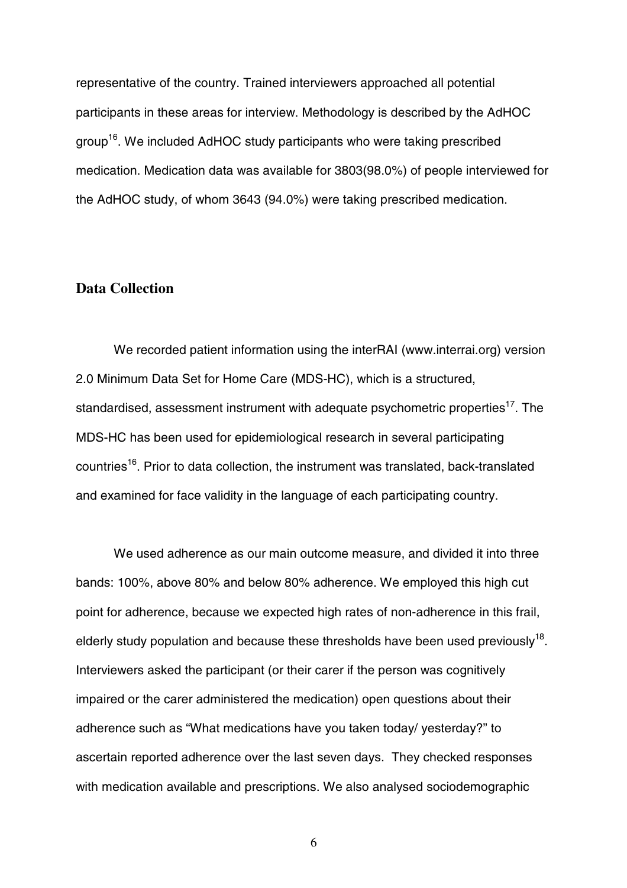representative of the country. Trained interviewers approached all potential participants in these areas for interview. Methodology is described by the AdHOC group[16]. We included AdHOC study participants who were taking prescribed medication. Medication data was available for 3803(98.0%) of people interviewed for the AdHOC study, of whom 3643 (94.0%) were taking prescribed medication.

## Data Collection

We recorded patient information using the interRAI (www.interrai.org) version 2.0 Minimum Data Set for Home Care (MDS-HC), which is a structured, standardised, assessment instrument with adequate psychometric properties[17]. The MDS-HC has been used for epidemiological research in several participating countries[16]. Prior to data collection, the instrument was translated, back-translated and examined for face validity in the language of each participating country.

We used adherence as our main outcome measure, and divided it into three bands: 100%, above 80% and below 80% adherence. We employed this high cut point for adherence, because we expected high rates of non-adherence in this frail, elderly study population and because these thresholds have been used previously[18]. Interviewers asked the participant (or their carer if the person was cognitively impaired or the carer administered the medication) open questions about their adherence such as "What medications have you taken today/ yesterday?" to ascertain reported adherence over the last seven days. They checked responses with medication available and prescriptions. We also analysed sociodemographic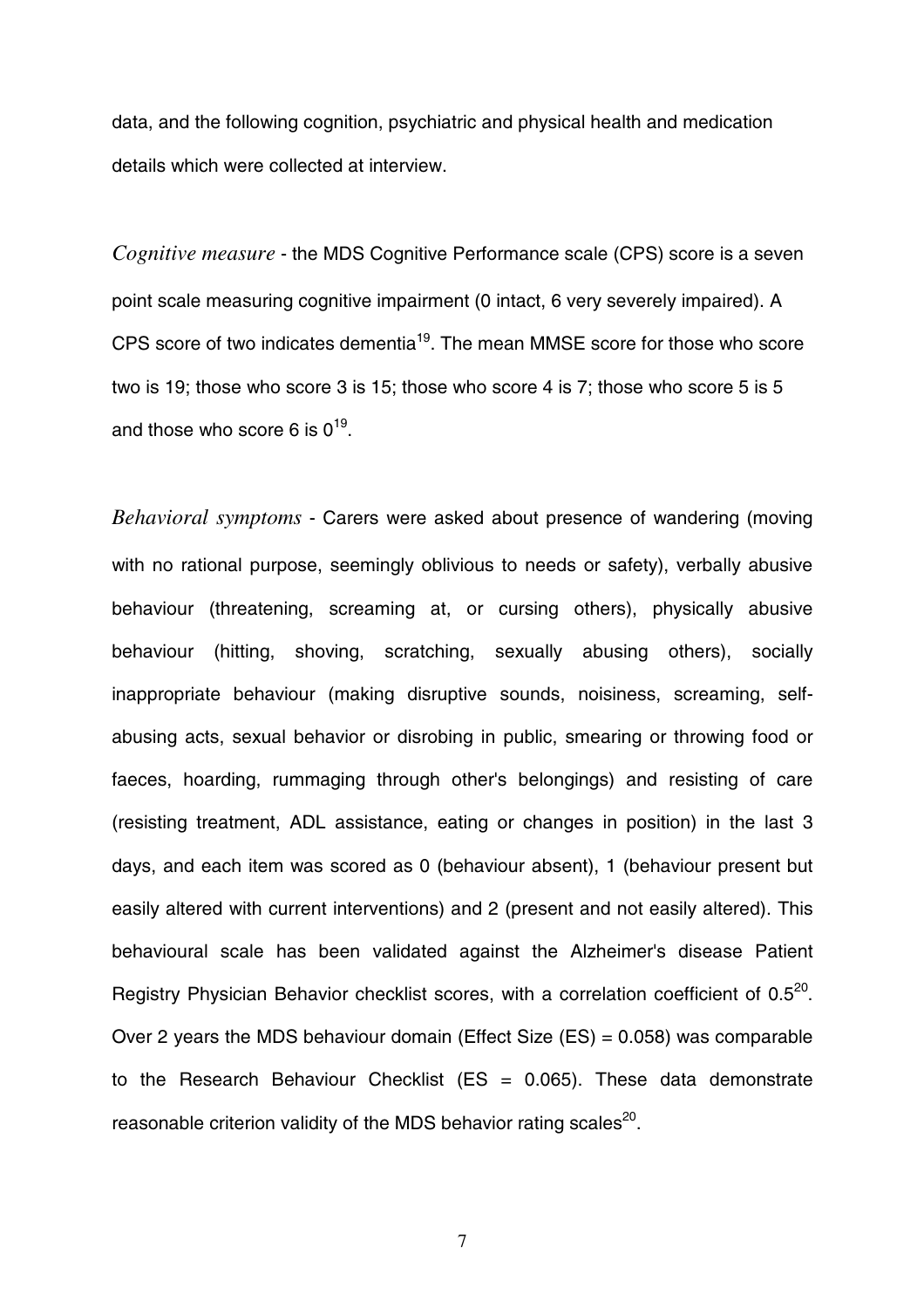data, and the following cognition, psychiatric and physical health and medication details which were collected at interview.

*Cognitive measure* - the MDS Cognitive Performance scale (CPS) score is a seven point scale measuring cognitive impairment (0 intact, 6 very severely impaired). A CPS score of two indicates dementia[19]. The mean MMSE score for those who score two is 19; those who score 3 is 15; those who score 4 is 7; those who score 5 is 5 and those who score 6 is 0[19].

*Behavioral symptoms* - Carers were asked about presence of wandering (moving with no rational purpose, seemingly oblivious to needs or safety), verbally abusive behaviour (threatening, screaming at, or cursing others), physically abusive behaviour (hitting, shoving, scratching, sexually abusing others), socially inappropriate behaviour (making disruptive sounds, noisiness, screaming, self-abusing acts, sexual behavior or disrobing in public, smearing or throwing food or faeces, hoarding, rummaging through other's belongings) and resisting of care (resisting treatment, ADL assistance, eating or changes in position) in the last 3 days, and each item was scored as 0 (behaviour absent), 1 (behaviour present but easily altered with current interventions) and 2 (present and not easily altered). This behavioural scale has been validated against the Alzheimer's disease Patient Registry Physician Behavior checklist scores, with a correlation coefficient of 0.5[20]. Over 2 years the MDS behaviour domain (Effect Size (ES) = 0.058) was comparable to the Research Behaviour Checklist (ES = 0.065). These data demonstrate reasonable criterion validity of the MDS behavior rating scales[20].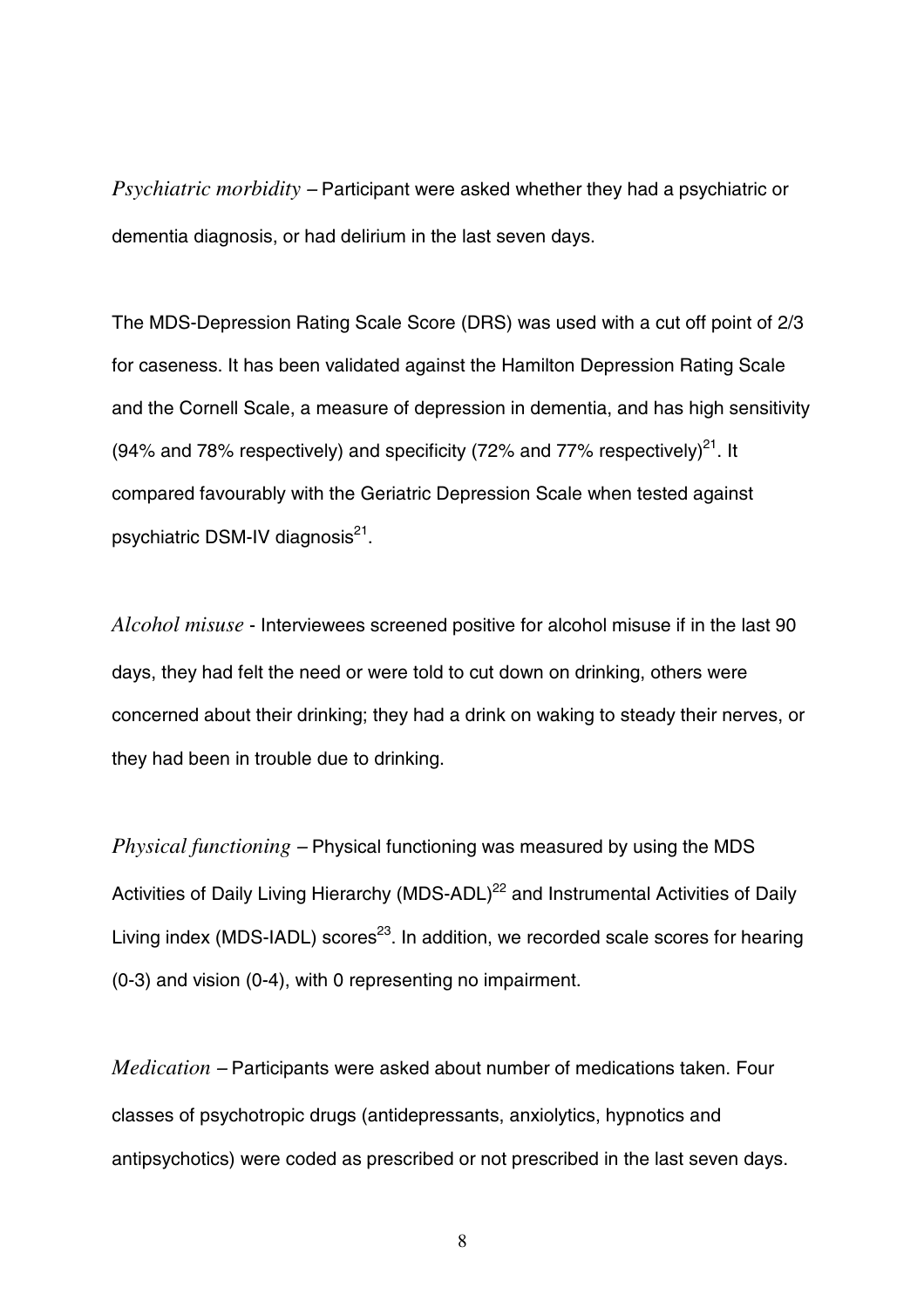*Psychiatric morbidity* – Participant were asked whether they had a psychiatric or dementia diagnosis, or had delirium in the last seven days.

The MDS-Depression Rating Scale Score (DRS) was used with a cut off point of 2/3 for caseness. It has been validated against the Hamilton Depression Rating Scale and the Cornell Scale, a measure of depression in dementia, and has high sensitivity (94% and 78% respectively) and specificity (72% and 77% respectively)[21]. It compared favourably with the Geriatric Depression Scale when tested against psychiatric DSM-IV diagnosis[21].

*Alcohol misuse* - Interviewees screened positive for alcohol misuse if in the last 90 days, they had felt the need or were told to cut down on drinking, others were concerned about their drinking; they had a drink on waking to steady their nerves, or they had been in trouble due to drinking.

*Physical functioning* – Physical functioning was measured by using the MDS Activities of Daily Living Hierarchy (MDS-ADL)[22] and Instrumental Activities of Daily Living index (MDS-IADL) scores[23]. In addition, we recorded scale scores for hearing (0-3) and vision (0-4), with 0 representing no impairment.

*Medication* – Participants were asked about number of medications taken. Four classes of psychotropic drugs (antidepressants, anxiolytics, hypnotics and antipsychotics) were coded as prescribed or not prescribed in the last seven days.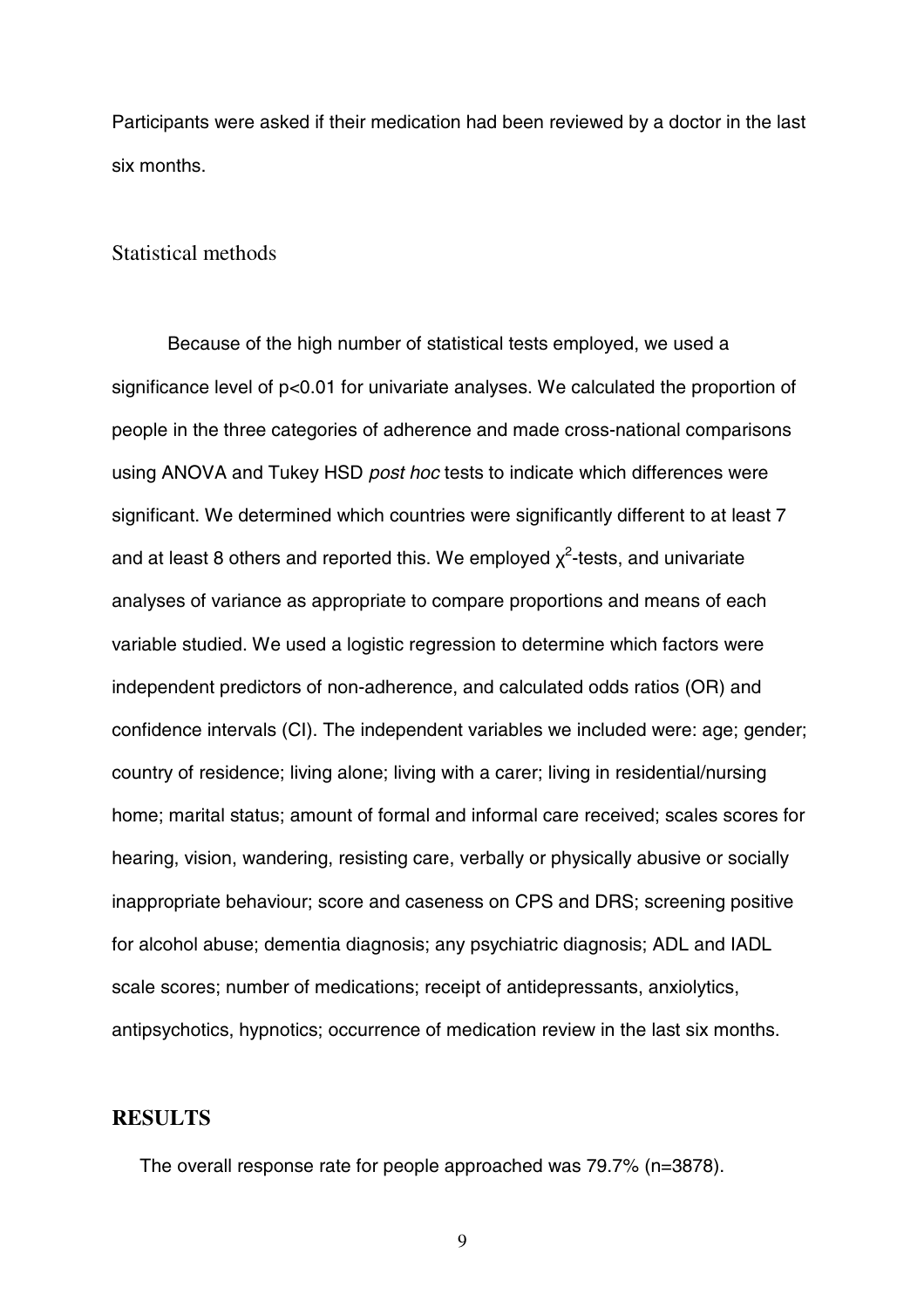Participants were asked if their medication had been reviewed by a doctor in the last six months.

### Statistical methods

Because of the high number of statistical tests employed, we used a significance level of $p<0.01$ for univariate analyses. We calculated the proportion of people in the three categories of adherence and made cross-national comparisons using ANOVA and Tukey HSD *post hoc* tests to indicate which differences were significant. We determined which countries were significantly different to at least 7 and at least 8 others and reported this. We employed $\chi^2$-tests, and univariate analyses of variance as appropriate to compare proportions and means of each variable studied. We used a logistic regression to determine which factors were independent predictors of non-adherence, and calculated odds ratios (OR) and confidence intervals (CI). The independent variables we included were: age; gender; country of residence; living alone; living with a carer; living in residential/nursing home; marital status; amount of formal and informal care received; scales scores for hearing, vision, wandering, resisting care, verbally or physically abusive or socially inappropriate behaviour; score and caseness on CPS and DRS; screening positive for alcohol abuse; dementia diagnosis; any psychiatric diagnosis; ADL and IADL scale scores; number of medications; receipt of antidepressants, anxiolytics, antipsychotics, hypnotics; occurrence of medication review in the last six months.

## RESULTS

The overall response rate for people approached was 79.7% (n=3878).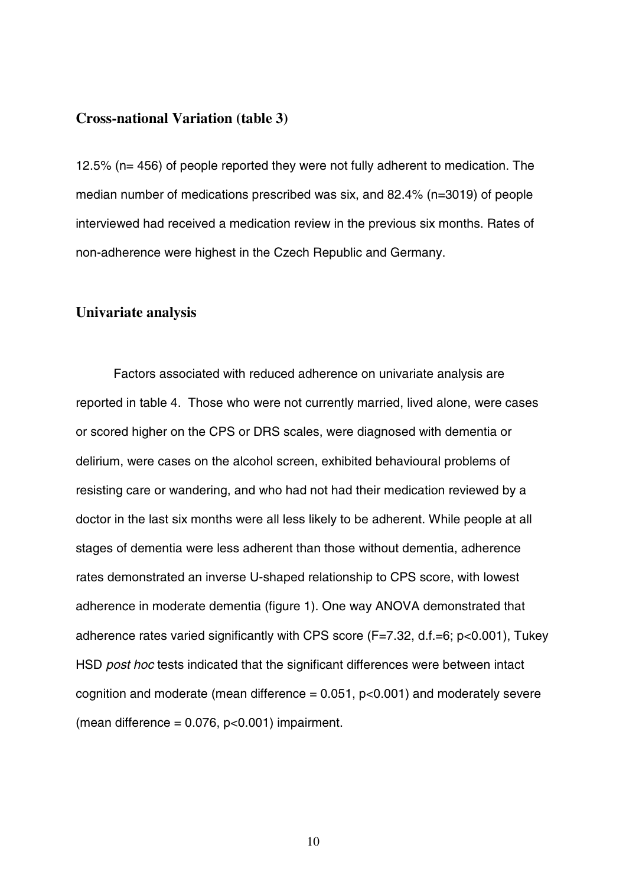## Cross-national Variation (table 3)

12.5% (n= 456) of people reported they were not fully adherent to medication. The median number of medications prescribed was six, and 82.4% (n=3019) of people interviewed had received a medication review in the previous six months. Rates of non-adherence were highest in the Czech Republic and Germany.

## Univariate analysis

Factors associated with reduced adherence on univariate analysis are reported in table 4. Those who were not currently married, lived alone, were cases or scored higher on the CPS or DRS scales, were diagnosed with dementia or delirium, were cases on the alcohol screen, exhibited behavioural problems of resisting care or wandering, and who had not had their medication reviewed by a doctor in the last six months were all less likely to be adherent. While people at all stages of dementia were less adherent than those without dementia, adherence rates demonstrated an inverse U-shaped relationship to CPS score, with lowest adherence in moderate dementia (figure 1). One way ANOVA demonstrated that adherence rates varied significantly with CPS score ($F=7.32$, d.f.=6; $p<0.001$), Tukey HSD *post hoc* tests indicated that the significant differences were between intact cognition and moderate (mean difference = 0.051, $p<0.001$) and moderately severe (mean difference = 0.076, $p<0.001$) impairment.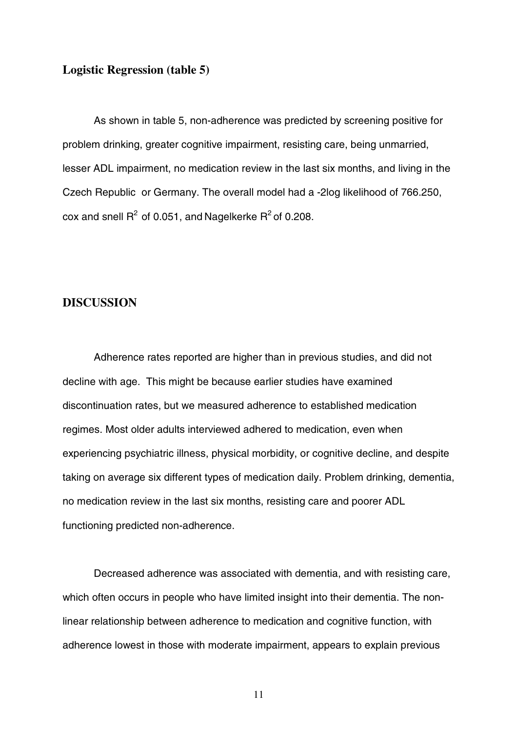### Logistic Regression (table 5)

As shown in table 5, non-adherence was predicted by screening positive for problem drinking, greater cognitive impairment, resisting care, being unmarried, lesser ADL impairment, no medication review in the last six months, and living in the Czech Republic or Germany. The overall model had a -2log likelihood of 766.250, cox and snell $R^2$ of 0.051, and Nagelkerke $R^2$ of 0.208.

## DISCUSSION

Adherence rates reported are higher than in previous studies, and did not decline with age. This might be because earlier studies have examined discontinuation rates, but we measured adherence to established medication regimes. Most older adults interviewed adhered to medication, even when experiencing psychiatric illness, physical morbidity, or cognitive decline, and despite taking on average six different types of medication daily. Problem drinking, dementia, no medication review in the last six months, resisting care and poorer ADL functioning predicted non-adherence.

Decreased adherence was associated with dementia, and with resisting care, which often occurs in people who have limited insight into their dementia. The non-linear relationship between adherence to medication and cognitive function, with adherence lowest in those with moderate impairment, appears to explain previous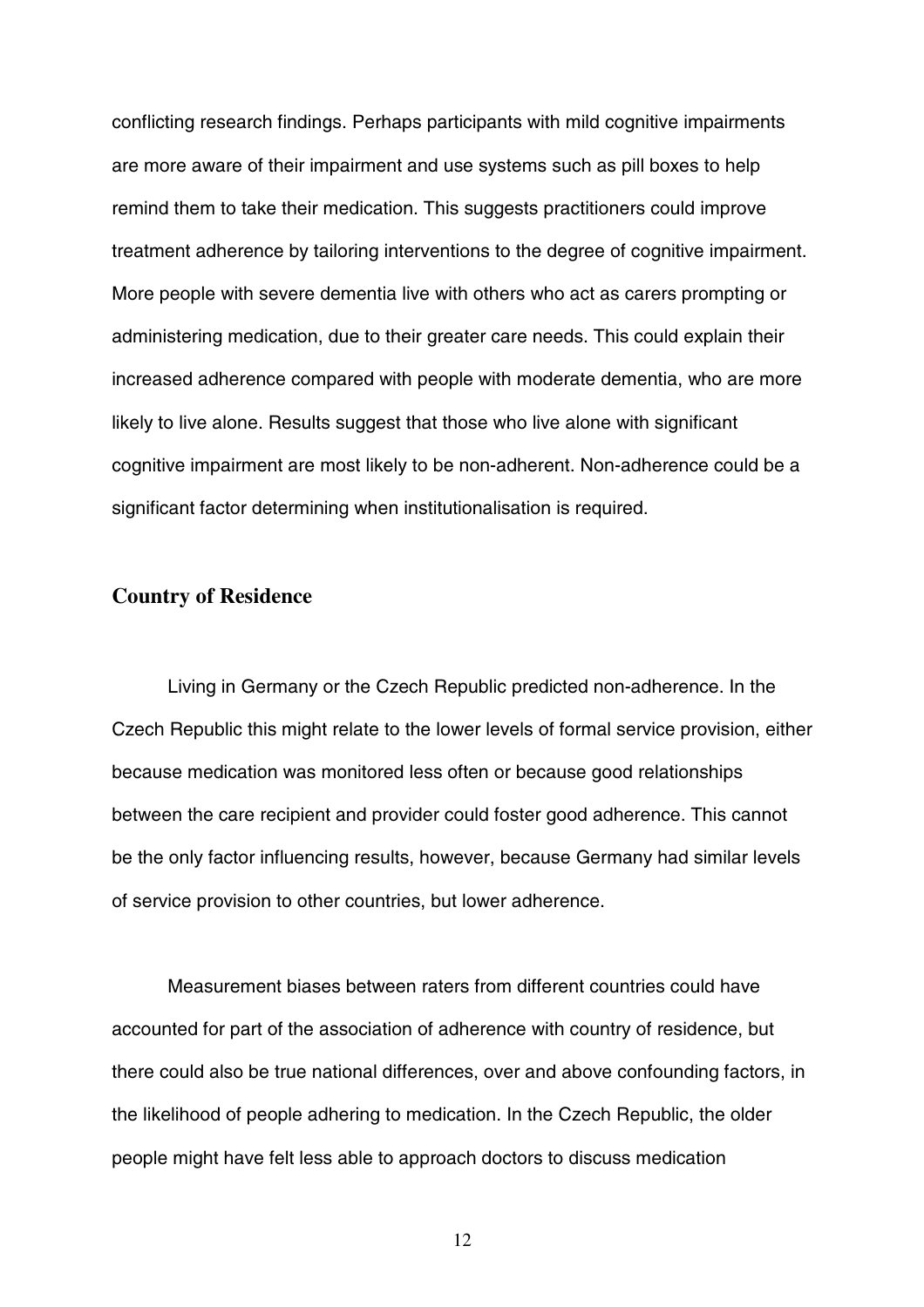conflicting research findings. Perhaps participants with mild cognitive impairments are more aware of their impairment and use systems such as pill boxes to help remind them to take their medication. This suggests practitioners could improve treatment adherence by tailoring interventions to the degree of cognitive impairment. More people with severe dementia live with others who act as carers prompting or administering medication, due to their greater care needs. This could explain their increased adherence compared with people with moderate dementia, who are more likely to live alone. Results suggest that those who live alone with significant cognitive impairment are most likely to be non-adherent. Non-adherence could be a significant factor determining when institutionalisation is required.

## Country of Residence

Living in Germany or the Czech Republic predicted non-adherence. In the Czech Republic this might relate to the lower levels of formal service provision, either because medication was monitored less often or because good relationships between the care recipient and provider could foster good adherence. This cannot be the only factor influencing results, however, because Germany had similar levels of service provision to other countries, but lower adherence.

Measurement biases between raters from different countries could have accounted for part of the association of adherence with country of residence, but there could also be true national differences, over and above confounding factors, in the likelihood of people adhering to medication. In the Czech Republic, the older people might have felt less able to approach doctors to discuss medication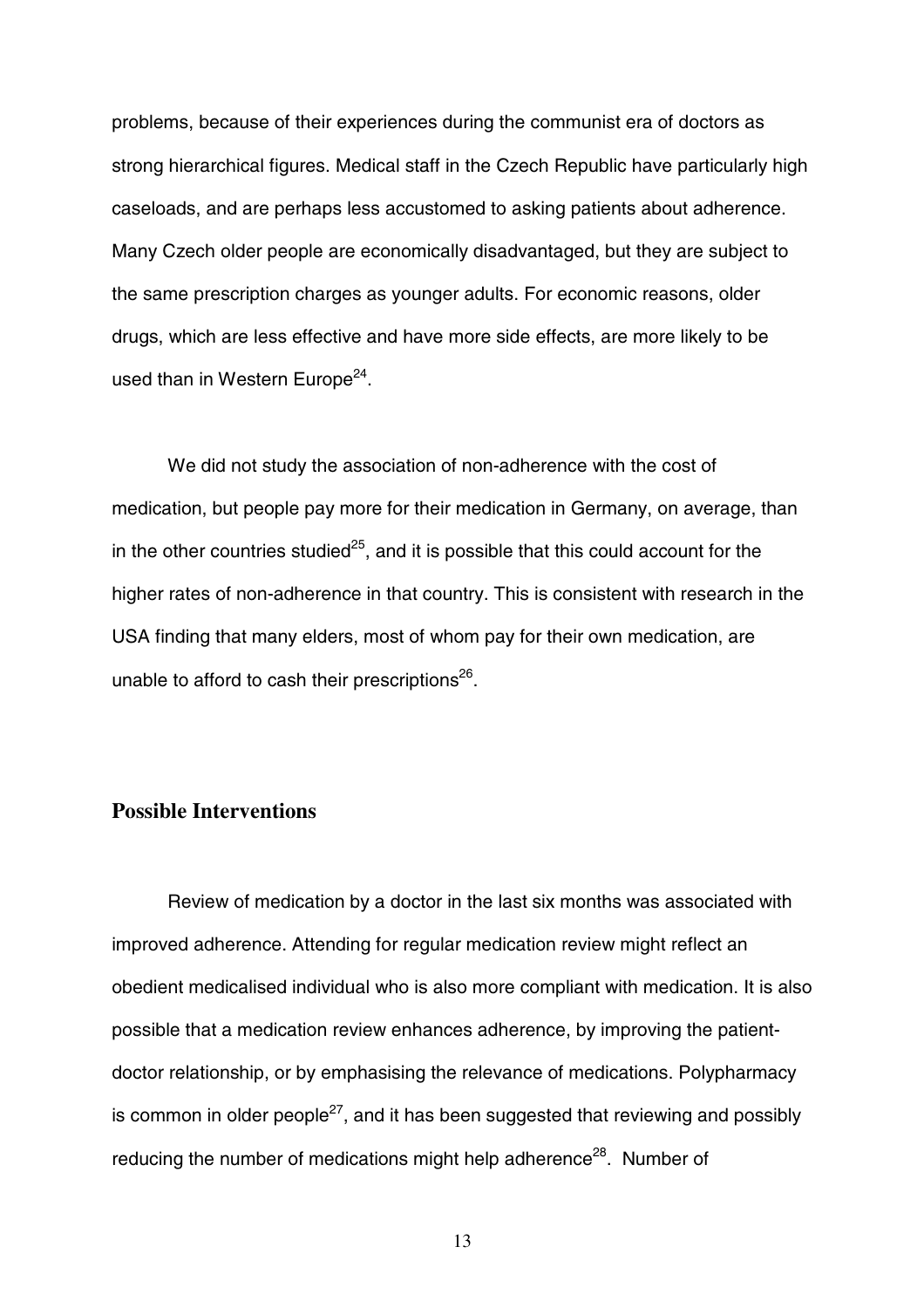problems, because of their experiences during the communist era of doctors as strong hierarchical figures. Medical staff in the Czech Republic have particularly high caseloads, and are perhaps less accustomed to asking patients about adherence. Many Czech older people are economically disadvantaged, but they are subject to the same prescription charges as younger adults. For economic reasons, older drugs, which are less effective and have more side effects, are more likely to be used than in Western Europe[24].

We did not study the association of non-adherence with the cost of medication, but people pay more for their medication in Germany, on average, than in the other countries studied[25], and it is possible that this could account for the higher rates of non-adherence in that country. This is consistent with research in the USA finding that many elders, most of whom pay for their own medication, are unable to afford to cash their prescriptions[26].

## Possible Interventions

Review of medication by a doctor in the last six months was associated with improved adherence. Attending for regular medication review might reflect an obedient medicalised individual who is also more compliant with medication. It is also possible that a medication review enhances adherence, by improving the patient-doctor relationship, or by emphasising the relevance of medications. Polypharmacy is common in older people[27], and it has been suggested that reviewing and possibly reducing the number of medications might help adherence[28]. Number of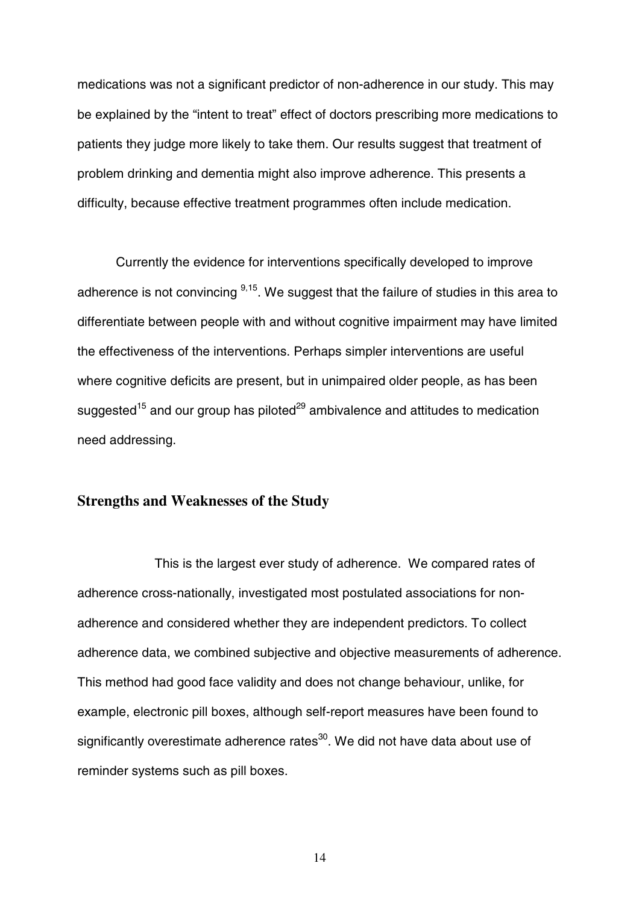medications was not a significant predictor of non-adherence in our study. This may be explained by the "intent to treat" effect of doctors prescribing more medications to patients they judge more likely to take them. Our results suggest that treatment of problem drinking and dementia might also improve adherence. This presents a difficulty, because effective treatment programmes often include medication.

Currently the evidence for interventions specifically developed to improve adherence is not convincing [9,15]. We suggest that the failure of studies in this area to differentiate between people with and without cognitive impairment may have limited the effectiveness of the interventions. Perhaps simpler interventions are useful where cognitive deficits are present, but in unimpaired older people, as has been suggested[15] and our group has piloted[29] ambivalence and attitudes to medication need addressing.

## Strengths and Weaknesses of the Study

This is the largest ever study of adherence. We compared rates of adherence cross-nationally, investigated most postulated associations for non-adherence and considered whether they are independent predictors. To collect adherence data, we combined subjective and objective measurements of adherence. This method had good face validity and does not change behaviour, unlike, for example, electronic pill boxes, although self-report measures have been found to significantly overestimate adherence rates[30]. We did not have data about use of reminder systems such as pill boxes.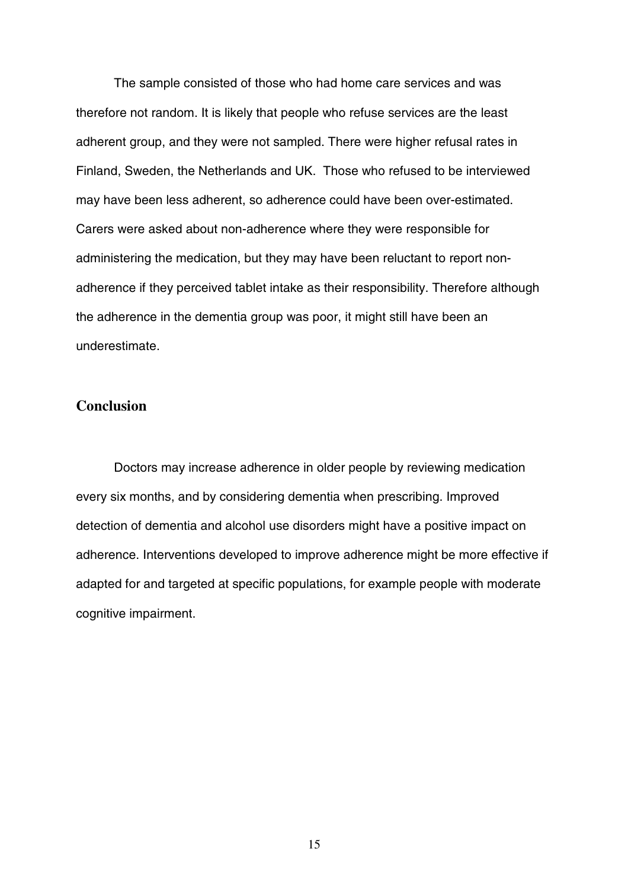The sample consisted of those who had home care services and was therefore not random. It is likely that people who refuse services are the least adherent group, and they were not sampled. There were higher refusal rates in Finland, Sweden, the Netherlands and UK. Those who refused to be interviewed may have been less adherent, so adherence could have been over-estimated. Carers were asked about non-adherence where they were responsible for administering the medication, but they may have been reluctant to report non-adherence if they perceived tablet intake as their responsibility. Therefore although the adherence in the dementia group was poor, it might still have been an underestimate.

## Conclusion

Doctors may increase adherence in older people by reviewing medication every six months, and by considering dementia when prescribing. Improved detection of dementia and alcohol use disorders might have a positive impact on adherence. Interventions developed to improve adherence might be more effective if adapted for and targeted at specific populations, for example people with moderate cognitive impairment.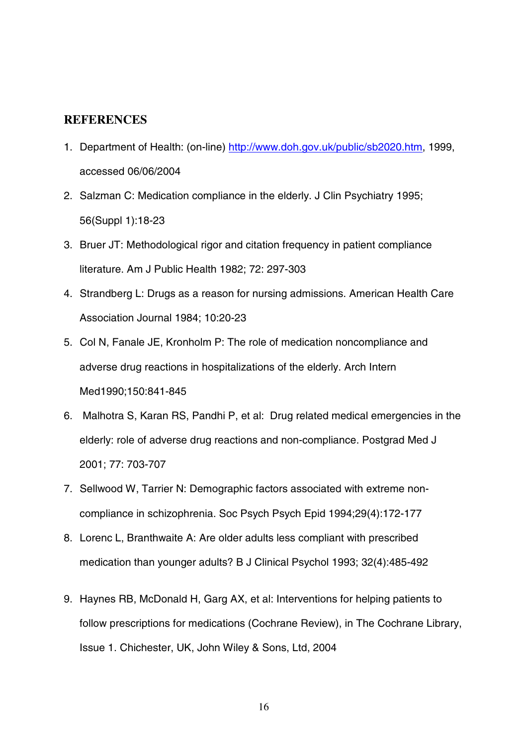## REFERENCES

1. Department of Health: (on-line) http://www.doh.gov.uk/public/sb2020.htm, 1999, accessed 06/06/2004
2. Salzman C: Medication compliance in the elderly. J Clin Psychiatry 1995; 56(Suppl 1):18-23
3. Bruer JT: Methodological rigor and citation frequency in patient compliance literature. Am J Public Health 1982; 72: 297-303
4. Strandberg L: Drugs as a reason for nursing admissions. American Health Care Association Journal 1984; 10:20-23
5. Col N, Fanale JE, Kronholm P: The role of medication noncompliance and adverse drug reactions in hospitalizations of the elderly. Arch Intern Med1990;150:841-845
6. Malhotra S, Karan RS, Pandhi P, et al: Drug related medical emergencies in the elderly: role of adverse drug reactions and non-compliance. Postgrad Med J 2001; 77: 703-707
7. Sellwood W, Tarrier N: Demographic factors associated with extreme non-compliance in schizophrenia. Soc Psych Psych Epid 1994;29(4):172-177
8. Lorenc L, Branthwaite A: Are older adults less compliant with prescribed medication than younger adults? B J Clinical Psychol 1993; 32(4):485-492
9. Haynes RB, McDonald H, Garg AX, et al: Interventions for helping patients to follow prescriptions for medications (Cochrane Review), in The Cochrane Library, Issue 1. Chichester, UK, John Wiley & Sons, Ltd, 2004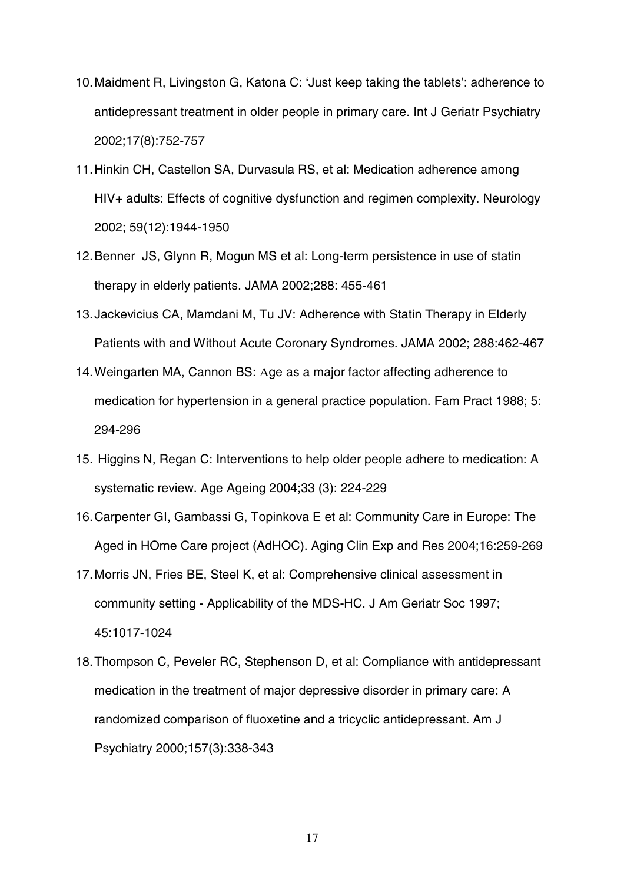10. Maidment R, Livingston G, Katona C: 'Just keep taking the tablets': adherence to antidepressant treatment in older people in primary care. Int J Geriatr Psychiatry 2002;17(8):752-757
11. Hinkin CH, Castellon SA, Durvasula RS, et al: Medication adherence among HIV+ adults: Effects of cognitive dysfunction and regimen complexity. Neurology 2002; 59(12):1944-1950
12. Benner JS, Glynn R, Mogun MS et al: Long-term persistence in use of statin therapy in elderly patients. JAMA 2002;288: 455-461
13. Jackevicius CA, Mamdani M, Tu JV: Adherence with Statin Therapy in Elderly Patients with and Without Acute Coronary Syndromes. JAMA 2002; 288:462-467
14. Weingarten MA, Cannon BS: Age as a major factor affecting adherence to medication for hypertension in a general practice population. Fam Pract 1988; 5: 294-296
15. Higgins N, Regan C: Interventions to help older people adhere to medication: A systematic review. Age Ageing 2004;33 (3): 224-229
16. Carpenter GI, Gambassi G, Topinkova E et al: Community Care in Europe: The Aged in HOme Care project (AdHOC). Aging Clin Exp and Res 2004;16:259-269
17. Morris JN, Fries BE, Steel K, et al: Comprehensive clinical assessment in community setting - Applicability of the MDS-HC. J Am Geriatr Soc 1997; 45:1017-1024
18. Thompson C, Peveler RC, Stephenson D, et al: Compliance with antidepressant medication in the treatment of major depressive disorder in primary care: A randomized comparison of fluoxetine and a tricyclic antidepressant. Am J Psychiatry 2000;157(3):338-343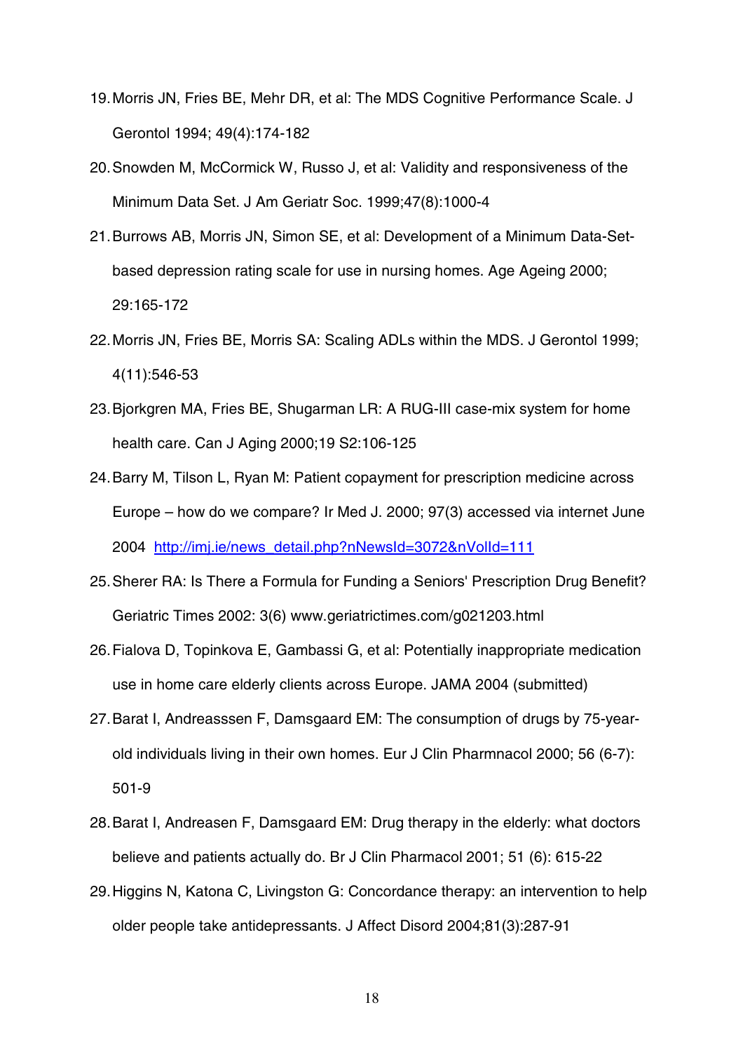19. Morris JN, Fries BE, Mehr DR, et al: The MDS Cognitive Performance Scale. J Gerontol 1994; 49(4):174-182
20. Snowden M, McCormick W, Russo J, et al: Validity and responsiveness of the Minimum Data Set. J Am Geriatr Soc. 1999;47(8):1000-4
21. Burrows AB, Morris JN, Simon SE, et al: Development of a Minimum Data-Set-based depression rating scale for use in nursing homes. Age Ageing 2000; 29:165-172
22. Morris JN, Fries BE, Morris SA: Scaling ADLs within the MDS. J Gerontol 1999; 4(11):546-53
23. Bjorkgren MA, Fries BE, Shugarman LR: A RUG-III case-mix system for home health care. Can J Aging 2000;19 S2:106-125
24. Barry M, Tilson L, Ryan M: Patient copayment for prescription medicine across Europe – how do we compare? Ir Med J. 2000; 97(3) accessed via internet June 2004 [http://imj.ie/news_detail.php?nNewsId=3072&nVolId=111](http://imj.ie/news_detail.php?nNewsId=3072&nVolId=111)
25. Sherer RA: Is There a Formula for Funding a Seniors' Prescription Drug Benefit? Geriatric Times 2002: 3(6) www.geriatrictimes.com/g021203.html
26. Fialova D, Topinkova E, Gambassi G, et al: Potentially inappropriate medication use in home care elderly clients across Europe. JAMA 2004 (submitted)
27. Barat I, Andreasssen F, Damsgaard EM: The consumption of drugs by 75-year-old individuals living in their own homes. Eur J Clin Pharmnacol 2000; 56 (6-7): 501-9
28. Barat I, Andreasen F, Damsgaard EM: Drug therapy in the elderly: what doctors believe and patients actually do. Br J Clin Pharmacol 2001; 51 (6): 615-22
29. Higgins N, Katona C, Livingston G: Concordance therapy: an intervention to help older people take antidepressants. J Affect Disord 2004;81(3):287-91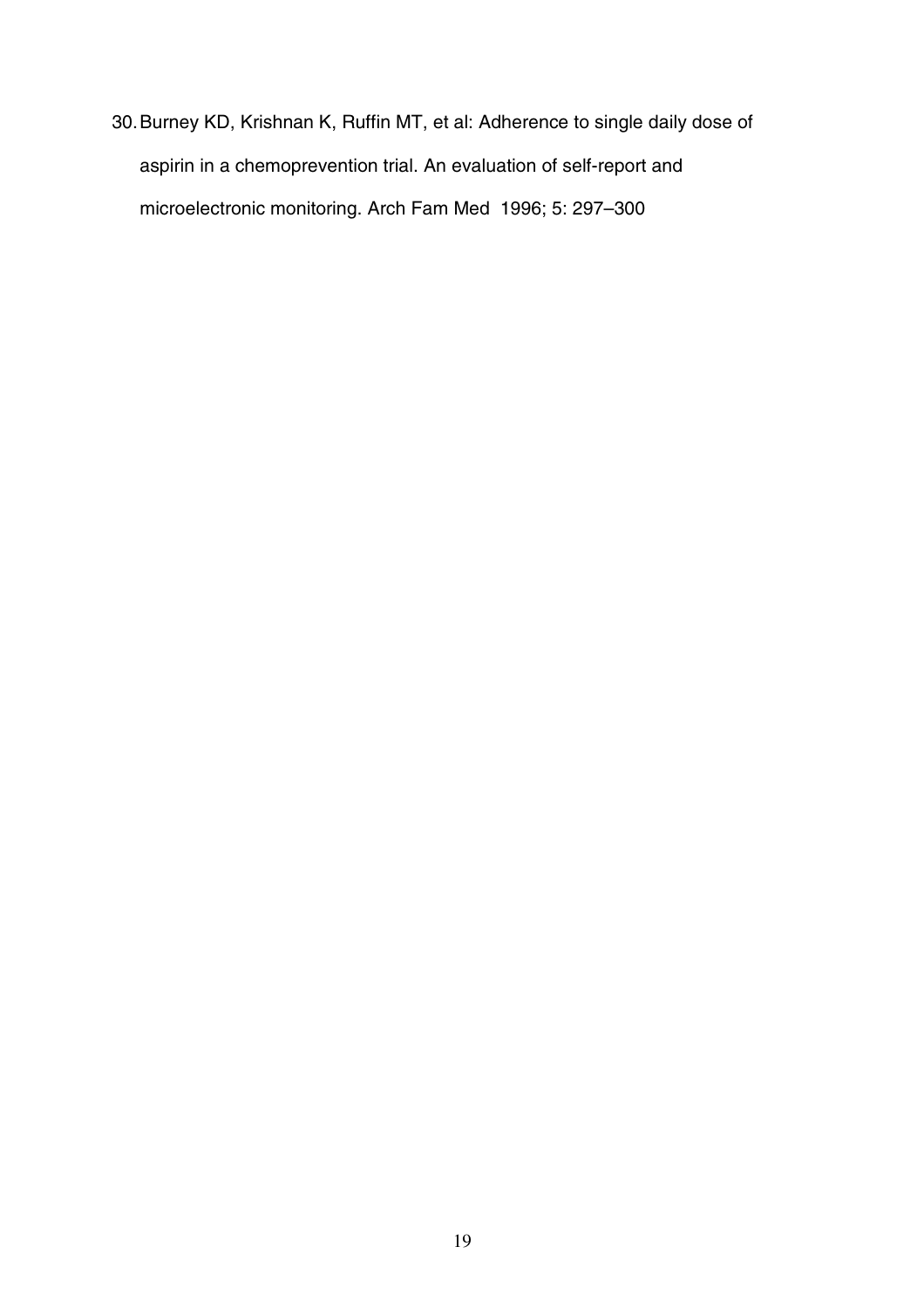30. Burney KD, Krishnan K, Ruffin MT, et al: Adherence to single daily dose of aspirin in a chemoprevention trial. An evaluation of self-report and microelectronic monitoring. Arch Fam Med 1996; 5: 297–300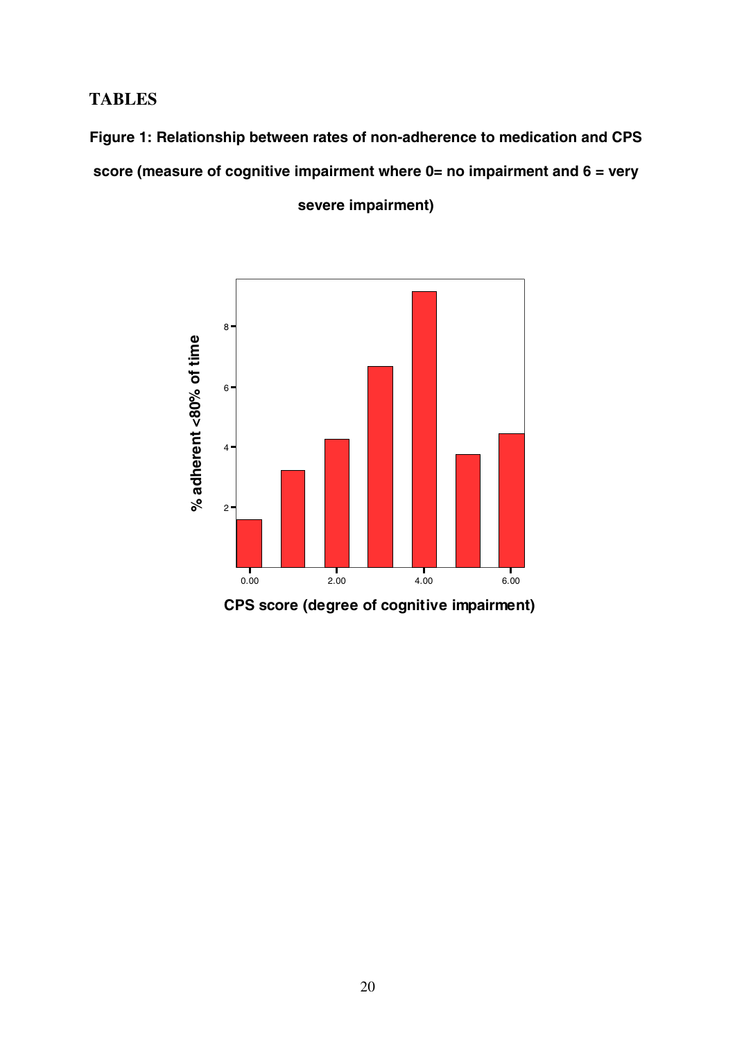# TABLES

**Figure 1: Relationship between rates of non-adherence to medication and CPS score (measure of cognitive impairment where 0= no impairment and 6 = very severe impairment)**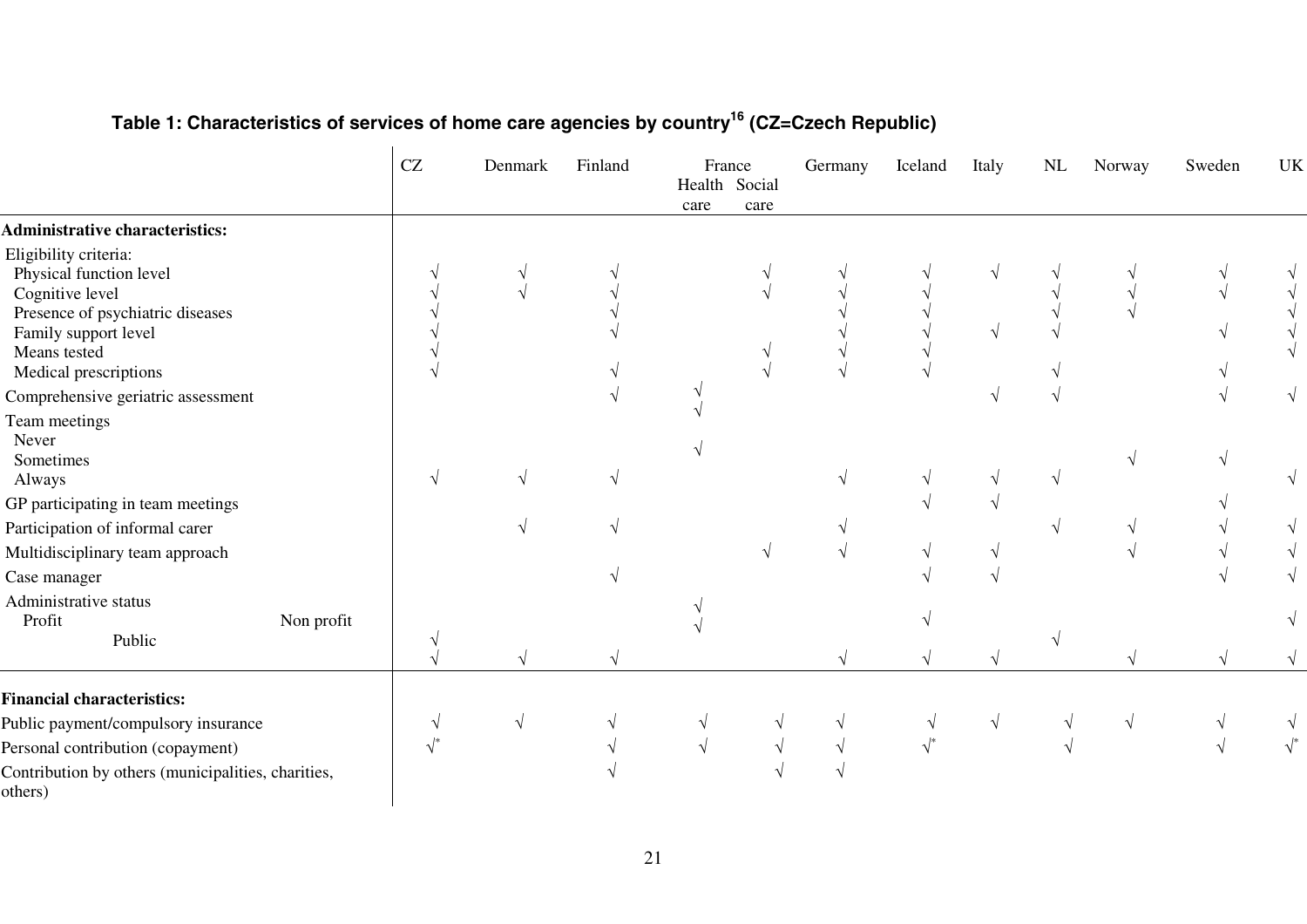**Table 1: Characteristics of services of home care agencies by country[16] (CZ=Czech Republic)**

| | CZ | Denmark | Finland | France Health care | France Social care | Germany | Iceland | Italy | NL | Norway | Sweden | UK |
|---|---|---|---|---|---|---|---|---|---|---|---|---|
| **Administrative characteristics:** | | | | | | | | | | | | |
| Eligibility criteria: | | | | | | | | | | | | |
| Physical function level | √ | √ | √ | | √ | √ | √ | √ | √ | √ | √ | √ |
| Cognitive level | √ | √ | √ | | √ | √ | √ | | √ | √ | √ | √ |
| Presence of psychiatric diseases | √ | | √ | | | √ | √ | | √ | √ | | √ |
| Family support level | √ | | √ | | | √ | √ | √ | √ | | √ | √ |
| Means tested | √ | | | | √ | √ | √ | | | | | √ |
| Medical prescriptions | √ | | √ | | √ | √ | √ | | √ | | √ | |
| Comprehensive geriatric assessment | | | √ | √ | | | | √ | √ | | √ | √ |
| Team meetings | | | | | | | | | | | | |
| Never | | | | √ | | | | | | | | |
| Sometimes | | | | √ | | | | | | √ | √ | |
| Always | √ | √ | √ | | | √ | √ | √ | √ | | | √ |
| GP participating in team meetings | | | | | | | √ | √ | | | √ | |
| Participation of informal carer | | √ | √ | | | √ | | | √ | √ | √ | √ |
| Multidisciplinary team approach | | | | | √ | √ | √ | √ | | √ | √ | √ |
| Case manager | | | √ | | | | √ | √ | | | √ | √ |
| Administrative status | | | | | | | | | | | | |
| Profit | | | | √ | | | √ | | | | | √ |
| Non profit | √ | | | √ | | | | | √ | | | |
| Public | √ | √ | √ | | | √ | √ | √ | | √ | √ | √ |
| **Financial characteristics:** | | | | | | | | | | | | |
| Public payment/compulsory insurance | √ | √ | √ | √ | √ | √ | √ | √ | √ | √ | √ | √ |
| Personal contribution (copayment) | √* | | √ | √ | √ | √ | √* | | √ | | √ | √* |
| Contribution by others (municipalities, charities, others) | | | √ | | √ | √ | | | | | | |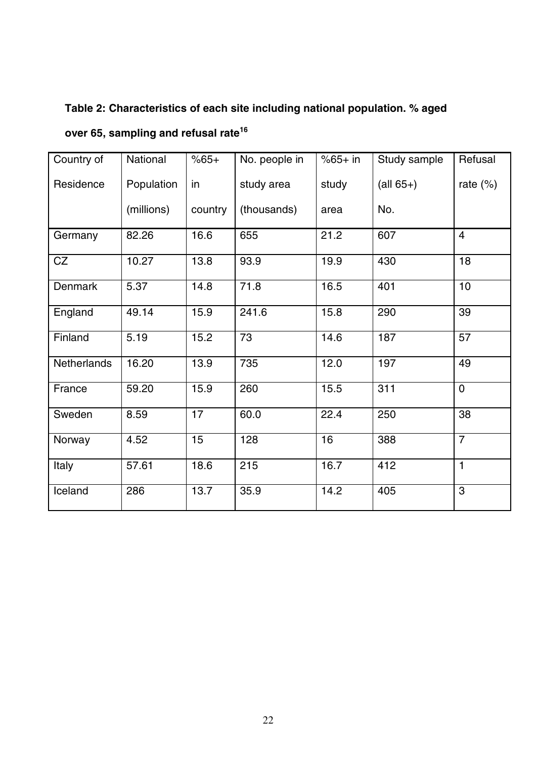**Table 2: Characteristics of each site including national population. % aged over 65, sampling and refusal rate[16]**

| Country of Residence | National Population (millions) | %65+ in country | No. people in study area (thousands) | %65+ in study area | Study sample (all 65+) No. | Refusal rate (%) |
|---|---|---|---|---|---|---|
| Germany | 82.26 | 16.6 | 655 | 21.2 | 607 | 4 |
| CZ | 10.27 | 13.8 | 93.9 | 19.9 | 430 | 18 |
| Denmark | 5.37 | 14.8 | 71.8 | 16.5 | 401 | 10 |
| England | 49.14 | 15.9 | 241.6 | 15.8 | 290 | 39 |
| Finland | 5.19 | 15.2 | 73 | 14.6 | 187 | 57 |
| Netherlands | 16.20 | 13.9 | 735 | 12.0 | 197 | 49 |
| France | 59.20 | 15.9 | 260 | 15.5 | 311 | 0 |
| Sweden | 8.59 | 17 | 60.0 | 22.4 | 250 | 38 |
| Norway | 4.52 | 15 | 128 | 16 | 388 | 7 |
| Italy | 57.61 | 18.6 | 215 | 16.7 | 412 | 1 |
| Iceland | 286 | 13.7 | 35.9 | 14.2 | 405 | 3 |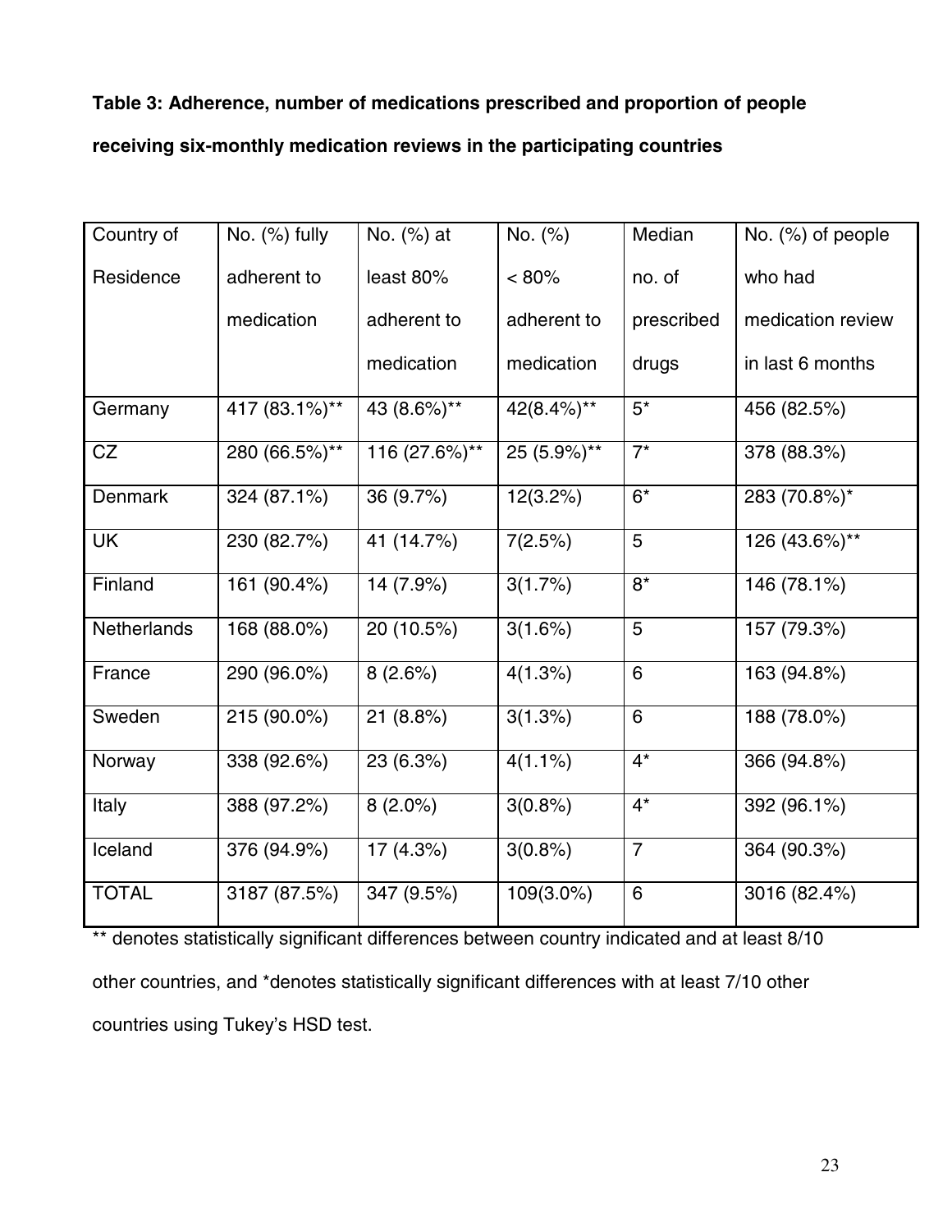**Table 3: Adherence, number of medications prescribed and proportion of people receiving six-monthly medication reviews in the participating countries**

| Country of Residence | No. (%) fully adherent to medication | No. (%) at least 80% adherent to medication | No. (%) < 80% adherent to medication | Median no. of prescribed drugs | No. (%) of people who had medication review in last 6 months |
|---|---|---|---|---|---|
| Germany | 417 (83.1%)** | 43 (8.6%)** | 42(8.4%)** | 5* | 456 (82.5%) |
| CZ | 280 (66.5%)** | 116 (27.6%)** | 25 (5.9%)** | 7* | 378 (88.3%) |
| Denmark | 324 (87.1%) | 36 (9.7%) | 12(3.2%) | 6* | 283 (70.8%)* |
| UK | 230 (82.7%) | 41 (14.7%) | 7(2.5%) | 5 | 126 (43.6%)** |
| Finland | 161 (90.4%) | 14 (7.9%) | 3(1.7%) | 8* | 146 (78.1%) |
| Netherlands | 168 (88.0%) | 20 (10.5%) | 3(1.6%) | 5 | 157 (79.3%) |
| France | 290 (96.0%) | 8 (2.6%) | 4(1.3%) | 6 | 163 (94.8%) |
| Sweden | 215 (90.0%) | 21 (8.8%) | 3(1.3%) | 6 | 188 (78.0%) |
| Norway | 338 (92.6%) | 23 (6.3%) | 4(1.1%) | 4* | 366 (94.8%) |
| Italy | 388 (97.2%) | 8 (2.0%) | 3(0.8%) | 4* | 392 (96.1%) |
| Iceland | 376 (94.9%) | 17 (4.3%) | 3(0.8%) | 7 | 364 (90.3%) |
| TOTAL | 3187 (87.5%) | 347 (9.5%) | 109(3.0%) | 6 | 3016 (82.4%) |

** denotes statistically significant differences between country indicated and at least 8/10 other countries, and *denotes statistically significant differences with at least 7/10 other countries using Tukey's HSD test.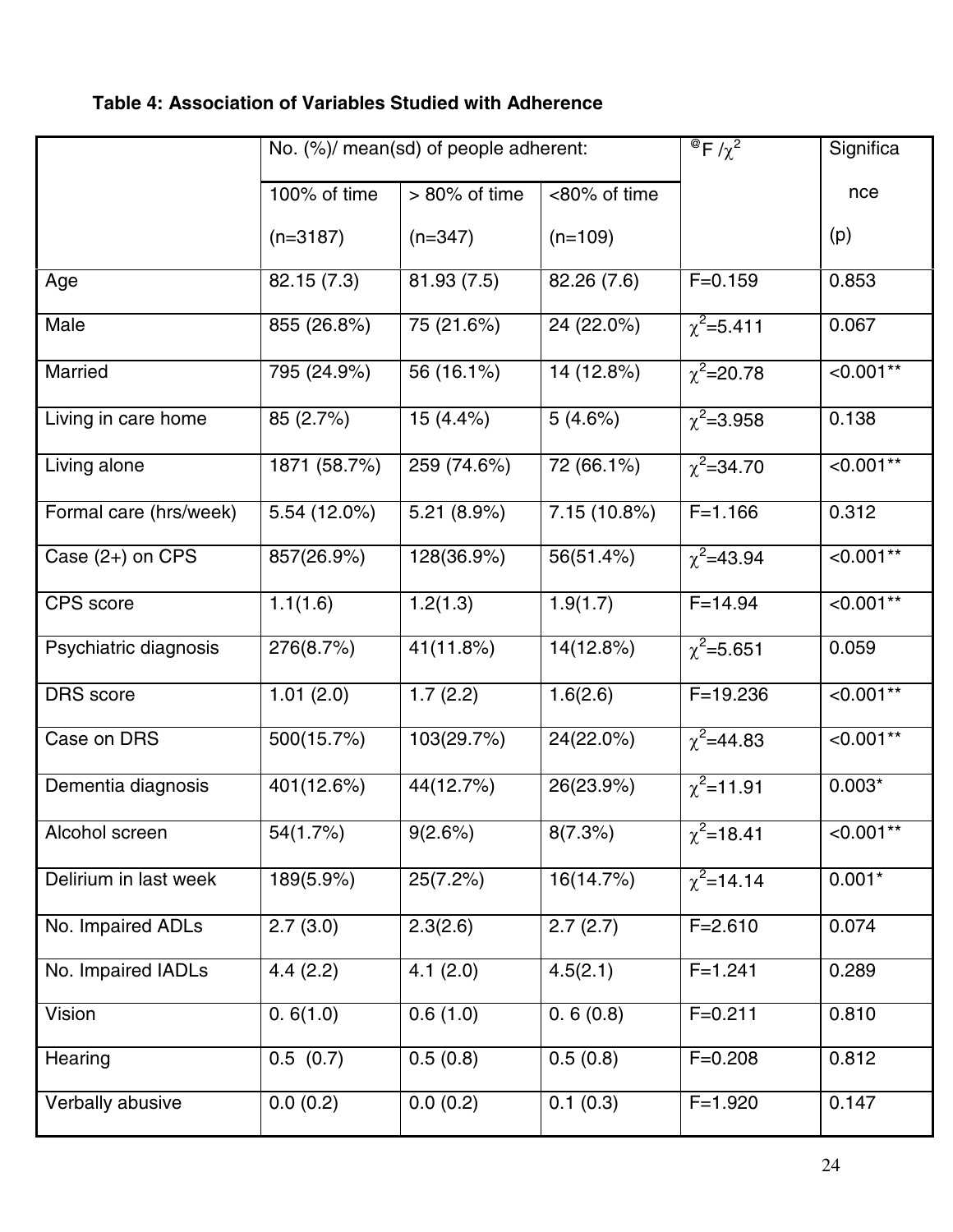**Table 4: Association of Variables Studied with Adherence**

| | No. (%)/ mean(sd) of people adherent: | | | @F /$\chi^2$ | Significance (p) |
|---|---|---|---|---|---|
| | 100% of time (n=3187) | > 80% of time (n=347) | <80% of time (n=109) | | |
| Age | 82.15 (7.3) | 81.93 (7.5) | 82.26 (7.6) | F=0.159 | 0.853 |
| Male | 855 (26.8%) | 75 (21.6%) | 24 (22.0%) | $\chi^2$=5.411 | 0.067 |
| Married | 795 (24.9%) | 56 (16.1%) | 14 (12.8%) | $\chi^2$=20.78 | <0.001** |
| Living in care home | 85 (2.7%) | 15 (4.4%) | 5 (4.6%) | $\chi^2$=3.958 | 0.138 |
| Living alone | 1871 (58.7%) | 259 (74.6%) | 72 (66.1%) | $\chi^2$=34.70 | <0.001** |
| Formal care (hrs/week) | 5.54 (12.0%) | 5.21 (8.9%) | 7.15 (10.8%) | F=1.166 | 0.312 |
| Case (2+) on CPS | 857(26.9%) | 128(36.9%) | 56(51.4%) | $\chi^2$=43.94 | <0.001** |
| CPS score | 1.1(1.6) | 1.2(1.3) | 1.9(1.7) | F=14.94 | <0.001** |
| Psychiatric diagnosis | 276(8.7%) | 41(11.8%) | 14(12.8%) | $\chi^2$=5.651 | 0.059 |
| DRS score | 1.01 (2.0) | 1.7 (2.2) | 1.6(2.6) | F=19.236 | <0.001** |
| Case on DRS | 500(15.7%) | 103(29.7%) | 24(22.0%) | $\chi^2$=44.83 | <0.001** |
| Dementia diagnosis | 401(12.6%) | 44(12.7%) | 26(23.9%) | $\chi^2$=11.91 | 0.003* |
| Alcohol screen | 54(1.7%) | 9(2.6%) | 8(7.3%) | $\chi^2$=18.41 | <0.001** |
| Delirium in last week | 189(5.9%) | 25(7.2%) | 16(14.7%) | $\chi^2$=14.14 | 0.001* |
| No. Impaired ADLs | 2.7 (3.0) | 2.3(2.6) | 2.7 (2.7) | F=2.610 | 0.074 |
| No. Impaired IADLs | 4.4 (2.2) | 4.1 (2.0) | 4.5(2.1) | F=1.241 | 0.289 |
| Vision | 0. 6(1.0) | 0.6 (1.0) | 0. 6 (0.8) | F=0.211 | 0.810 |
| Hearing | 0.5 (0.7) | 0.5 (0.8) | 0.5 (0.8) | F=0.208 | 0.812 |
| Verbally abusive | 0.0 (0.2) | 0.0 (0.2) | 0.1 (0.3) | F=1.920 | 0.147 |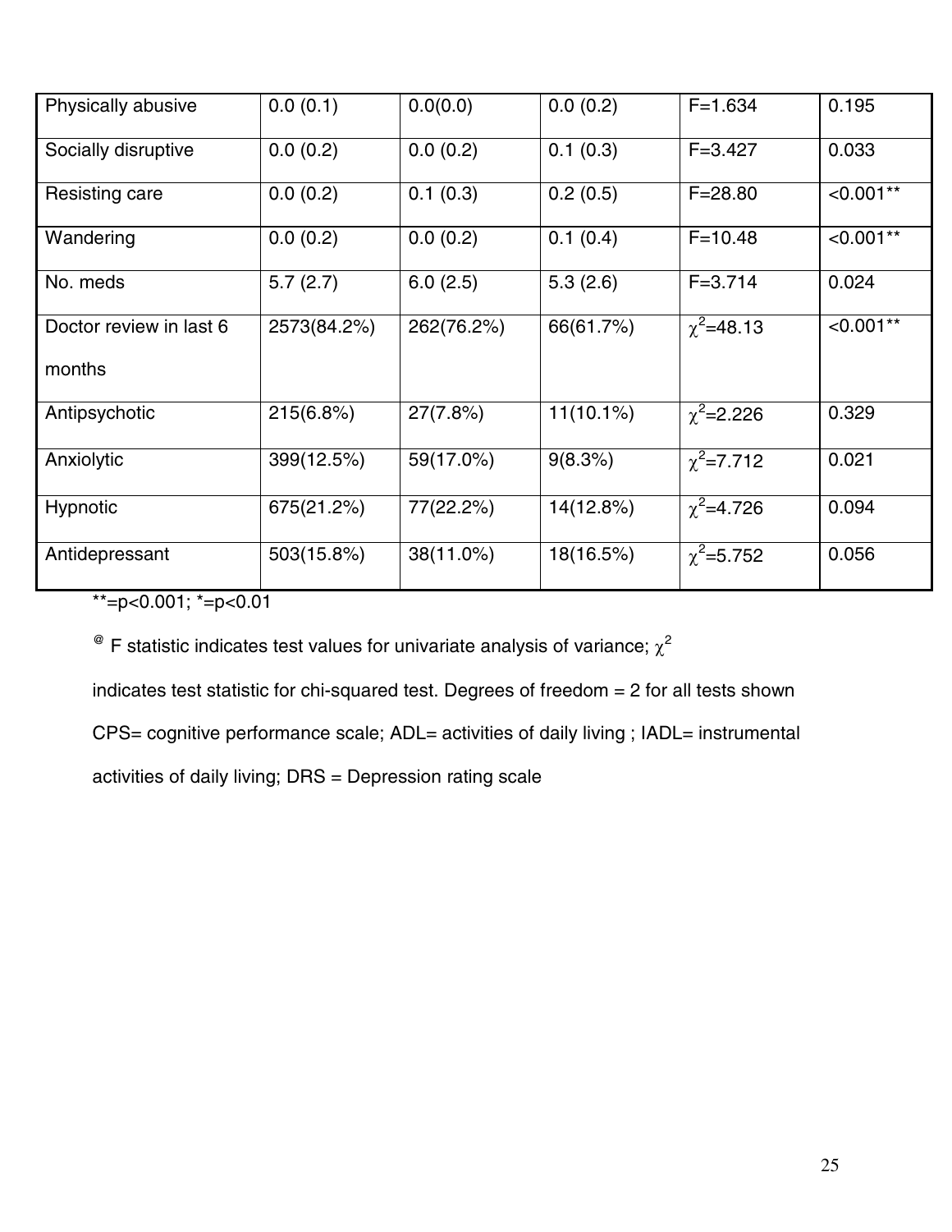| Physically abusive | 0.0 (0.1) | 0.0(0.0) | 0.0 (0.2) | F=1.634 | 0.195 |
|---|---|---|---|---|---|
| Socially disruptive | 0.0 (0.2) | 0.0 (0.2) | 0.1 (0.3) | F=3.427 | 0.033 |
| Resisting care | 0.0 (0.2) | 0.1 (0.3) | 0.2 (0.5) | F=28.80 | <0.001** |
| Wandering | 0.0 (0.2) | 0.0 (0.2) | 0.1 (0.4) | F=10.48 | <0.001** |
| No. meds | 5.7 (2.7) | 6.0 (2.5) | 5.3 (2.6) | F=3.714 | 0.024 |
| Doctor review in last 6 months | 2573(84.2%) | 262(76.2%) | 66(61.7%) | $\chi^2$=48.13 | <0.001** |
| Antipsychotic | 215(6.8%) | 27(7.8%) | 11(10.1%) | $\chi^2$=2.226 | 0.329 |
| Anxiolytic | 399(12.5%) | 59(17.0%) | 9(8.3%) | $\chi^2$=7.712 | 0.021 |
| Hypnotic | 675(21.2%) | 77(22.2%) | 14(12.8%) | $\chi^2$=4.726 | 0.094 |
| Antidepressant | 503(15.8%) | 38(11.0%) | 18(16.5%) | $\chi^2$=5.752 | 0.056 |

**=p<0.001; *=p<0.01

@ F statistic indicates test values for univariate analysis of variance; $\chi^2$ indicates test statistic for chi-squared test. Degrees of freedom = 2 for all tests shown

CPS= cognitive performance scale; ADL= activities of daily living ; IADL= instrumental activities of daily living; DRS = Depression rating scale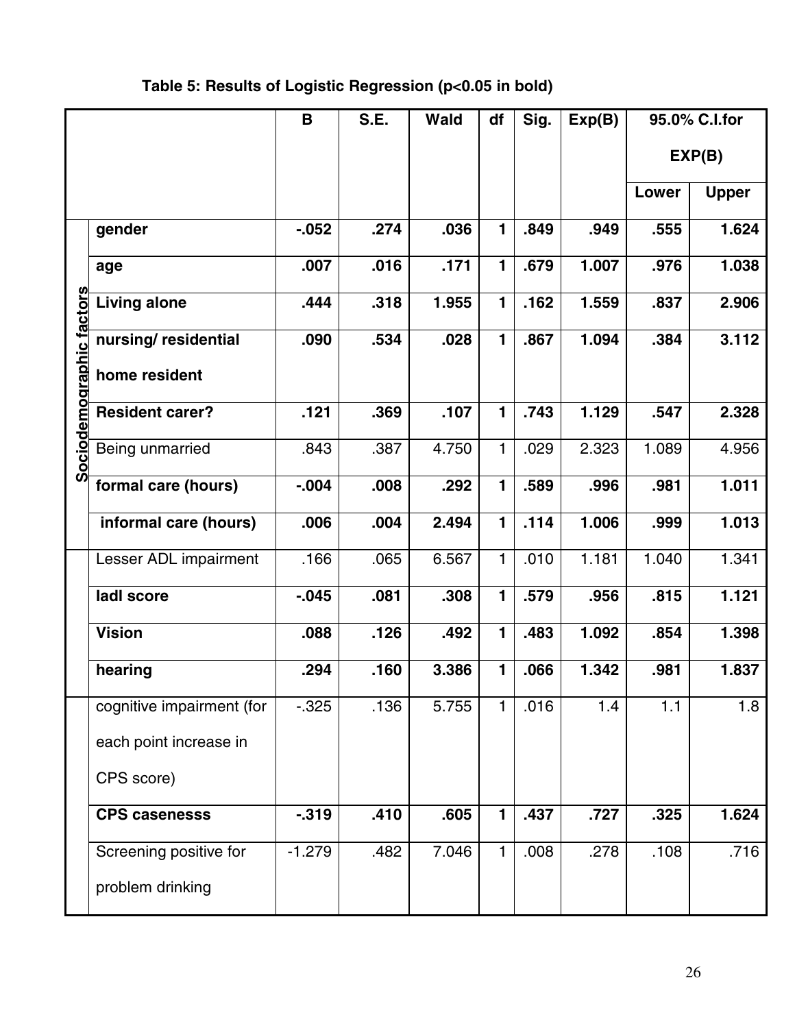**Table 5: Results of Logistic Regression (p<0.05 in bold)**

| | | B | S.E. | Wald | df | Sig. | Exp(B) | 95.0% C.I.for EXP(B) | |
|---|---|---|---|---|---|---|---|---|---|
| | | | | | | | | Lower | Upper |
| Sociodemographic factors | **gender** | **-.052** | **.274** | **.036** | **1** | **.849** | **.949** | **.555** | **1.624** |
| | **age** | **.007** | **.016** | **.171** | **1** | **.679** | **1.007** | **.976** | **1.038** |
| | **Living alone** | **.444** | **.318** | **1.955** | **1** | **.162** | **1.559** | **.837** | **2.906** |
| | **nursing/ residential home resident** | **.090** | **.534** | **.028** | **1** | **.867** | **1.094** | **.384** | **3.112** |
| | **Resident carer?** | **.121** | **.369** | **.107** | **1** | **.743** | **1.129** | **.547** | **2.328** |
| | Being unmarried | .843 | .387 | 4.750 | 1 | .029 | 2.323 | 1.089 | 4.956 |
| | **formal care (hours)** | **-.004** | **.008** | **.292** | **1** | **.589** | **.996** | **.981** | **1.011** |
| | **informal care (hours)** | **.006** | **.004** | **2.494** | **1** | **.114** | **1.006** | **.999** | **1.013** |
| | Lesser ADL impairment | .166 | .065 | 6.567 | 1 | .010 | 1.181 | 1.040 | 1.341 |
| | **Iadl score** | **-.045** | **.081** | **.308** | **1** | **.579** | **.956** | **.815** | **1.121** |
| | **Vision** | **.088** | **.126** | **.492** | **1** | **.483** | **1.092** | **.854** | **1.398** |
| | **hearing** | **.294** | **.160** | **3.386** | **1** | **.066** | **1.342** | **.981** | **1.837** |
| | cognitive impairment (for each point increase in CPS score) | -.325 | .136 | 5.755 | 1 | .016 | 1.4 | 1.1 | 1.8 |
| | **CPS casenesss** | **-.319** | **.410** | **.605** | **1** | **.437** | **.727** | **.325** | **1.624** |
| | Screening positive for problem drinking | -1.279 | .482 | 7.046 | 1 | .008 | .278 | .108 | .716 |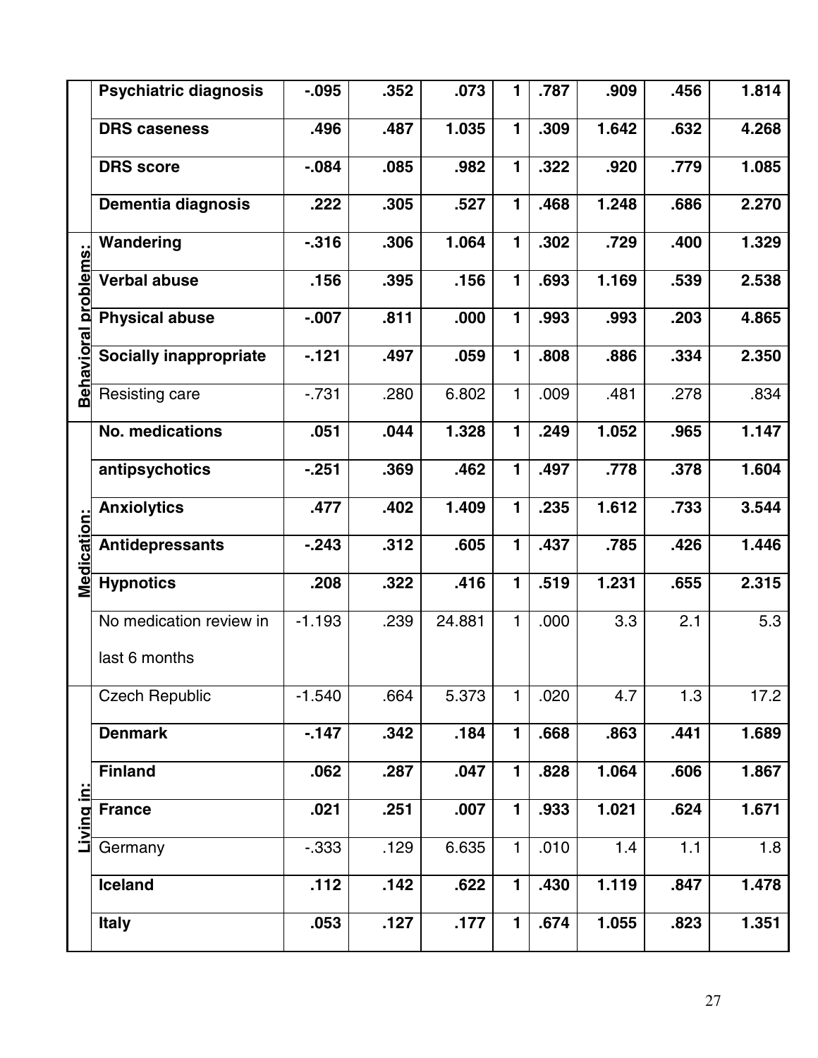| | | | | | | | | |
|---|---|---|---|---|---|---|---|---|
| | **Psychiatric diagnosis** | **-.095** | **.352** | **.073** | **1** | **.787** | **.909** | **.456** | **1.814** |
| | **DRS caseness** | **.496** | **.487** | **1.035** | **1** | **.309** | **1.642** | **.632** | **4.268** |
| | **DRS score** | **-.084** | **.085** | **.982** | **1** | **.322** | **.920** | **.779** | **1.085** |
| | **Dementia diagnosis** | **.222** | **.305** | **.527** | **1** | **.468** | **1.248** | **.686** | **2.270** |
| **Behavioral problems:** | **Wandering** | **-.316** | **.306** | **1.064** | **1** | **.302** | **.729** | **.400** | **1.329** |
| | **Verbal abuse** | **.156** | **.395** | **.156** | **1** | **.693** | **1.169** | **.539** | **2.538** |
| | **Physical abuse** | **-.007** | **.811** | **.000** | **1** | **.993** | **.993** | **.203** | **4.865** |
| | **Socially inappropriate** | **-.121** | **.497** | **.059** | **1** | **.808** | **.886** | **.334** | **2.350** |
| | Resisting care | -.731 | .280 | 6.802 | 1 | .009 | .481 | .278 | .834 |
| **Medication:** | **No. medications** | **.051** | **.044** | **1.328** | **1** | **.249** | **1.052** | **.965** | **1.147** |
| | **antipsychotics** | **-.251** | **.369** | **.462** | **1** | **.497** | **.778** | **.378** | **1.604** |
| | **Anxiolytics** | **.477** | **.402** | **1.409** | **1** | **.235** | **1.612** | **.733** | **3.544** |
| | **Antidepressants** | **-.243** | **.312** | **.605** | **1** | **.437** | **.785** | **.426** | **1.446** |
| | **Hypnotics** | **.208** | **.322** | **.416** | **1** | **.519** | **1.231** | **.655** | **2.315** |
| | No medication review in last 6 months | -1.193 | .239 | 24.881 | 1 | .000 | 3.3 | 2.1 | 5.3 |
| **Living in:** | Czech Republic | -1.540 | .664 | 5.373 | 1 | .020 | 4.7 | 1.3 | 17.2 |
| | **Denmark** | **-.147** | **.342** | **.184** | **1** | **.668** | **.863** | **.441** | **1.689** |
| | **Finland** | **.062** | **.287** | **.047** | **1** | **.828** | **1.064** | **.606** | **1.867** |
| | **France** | **.021** | **.251** | **.007** | **1** | **.933** | **1.021** | **.624** | **1.671** |
| | Germany | -.333 | .129 | 6.635 | 1 | .010 | 1.4 | 1.1 | 1.8 |
| | **Iceland** | **.112** | **.142** | **.622** | **1** | **.430** | **1.119** | **.847** | **1.478** |
| | **Italy** | **.053** | **.127** | **.177** | **1** | **.674** | **1.055** | **.823** | **1.351** |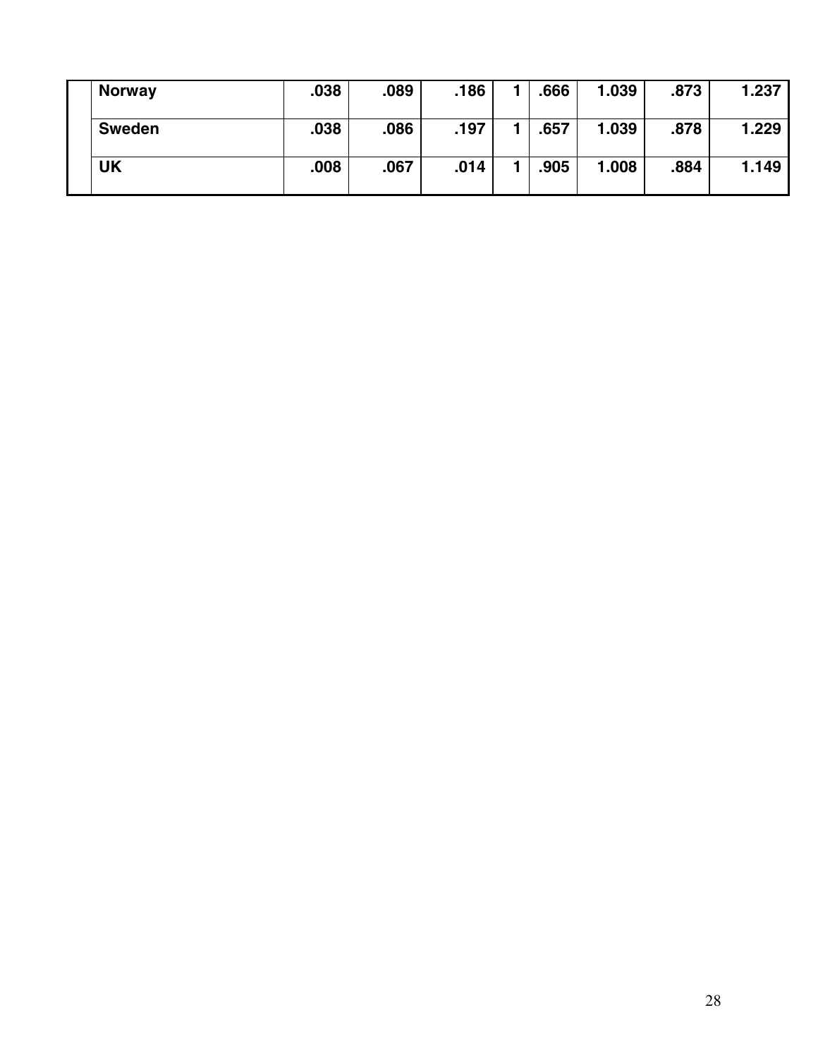| | | | | | | | | |
|---|---|---|---|---|---|---|---|---|
| | **Norway** | **.038** | **.089** | **.186** | **1** | **.666** | **1.039** | **.873** | **1.237** |
| | **Sweden** | **.038** | **.086** | **.197** | **1** | **.657** | **1.039** | **.878** | **1.229** |
| | **UK** | **.008** | **.067** | **.014** | **1** | **.905** | **1.008** | **.884** | **1.149** |